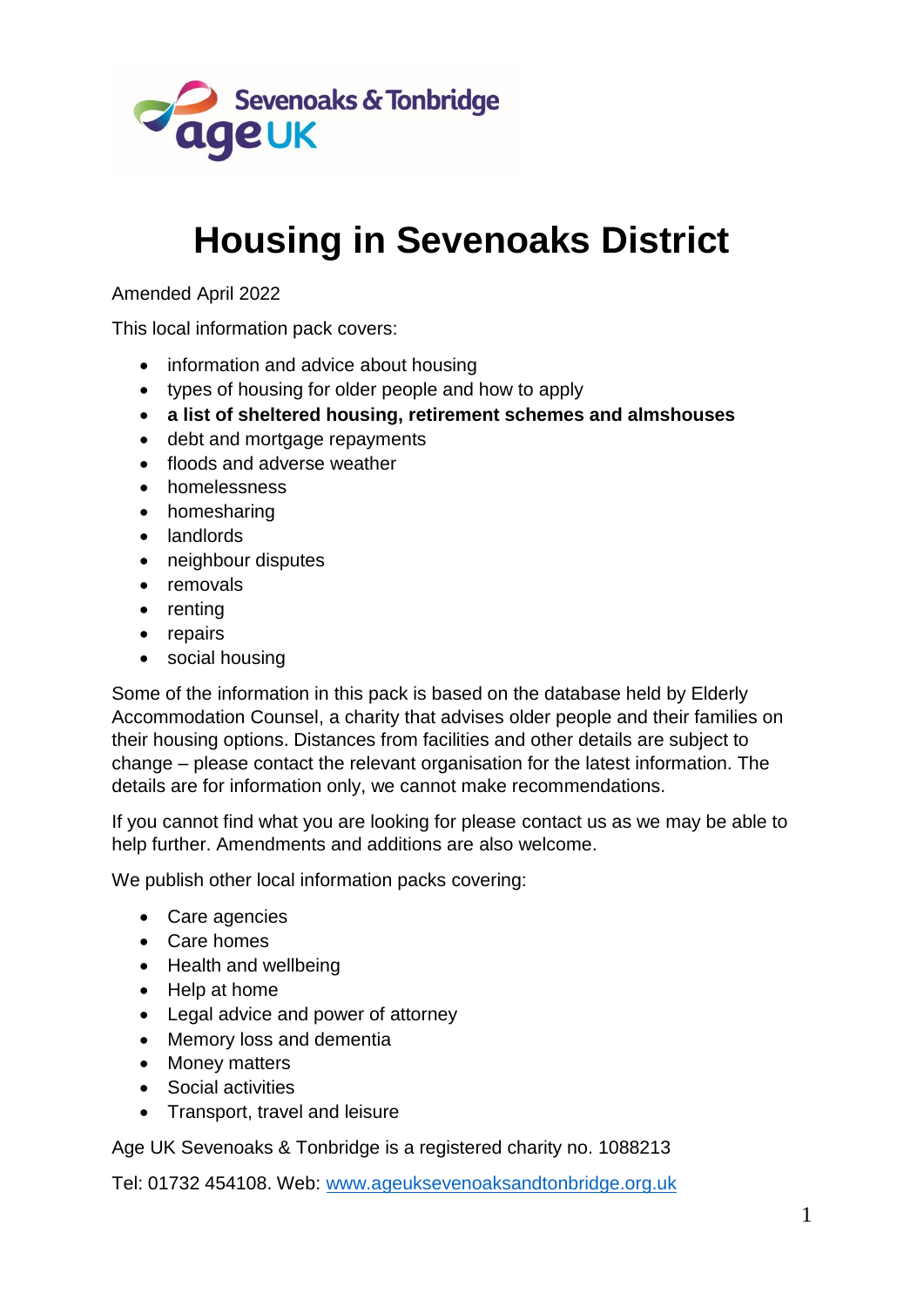Sevenoaks & Tonbridge
age UK

# Housing in Sevenoaks District

Amended April 2022

This local information pack covers:

- information and advice about housing
- types of housing for older people and how to apply
- **a list of sheltered housing, retirement schemes and almshouses**
- debt and mortgage repayments
- floods and adverse weather
- homelessness
- homesharing
- landlords
- neighbour disputes
- removals
- renting
- repairs
- social housing

Some of the information in this pack is based on the database held by Elderly Accommodation Counsel, a charity that advises older people and their families on their housing options. Distances from facilities and other details are subject to change – please contact the relevant organisation for the latest information. The details are for information only, we cannot make recommendations.

If you cannot find what you are looking for please contact us as we may be able to help further. Amendments and additions are also welcome.

We publish other local information packs covering:

- Care agencies
- Care homes
- Health and wellbeing
- Help at home
- Legal advice and power of attorney
- Memory loss and dementia
- Money matters
- Social activities
- Transport, travel and leisure

Age UK Sevenoaks & Tonbridge is a registered charity no. 1088213

Tel: 01732 454108. Web: [www.ageuksevenoaksandtonbridge.org.uk](http://www.ageuksevenoaksandtonbridge.org.uk)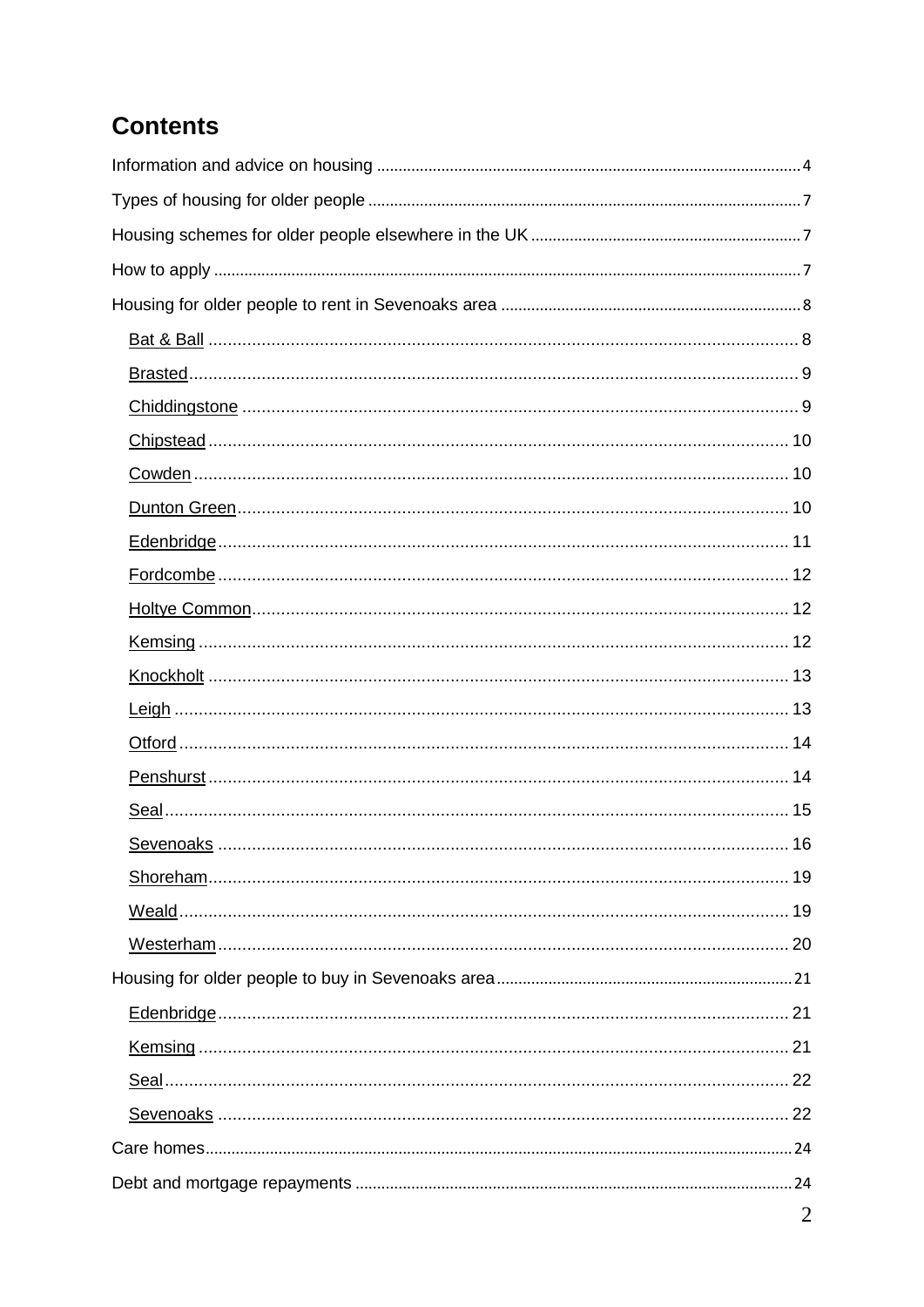# Contents

Information and advice on housing .......... 4

Types of housing for older people .......... 7

Housing schemes for older people elsewhere in the UK .......... 7

How to apply .......... 7

Housing for older people to rent in Sevenoaks area .......... 8

- Bat & Ball .......... 8
- Brasted .......... 9
- Chiddingstone .......... 9
- Chipstead .......... 10
- Cowden .......... 10
- Dunton Green .......... 10
- Edenbridge .......... 11
- Fordcombe .......... 12
- Holtye Common .......... 12
- Kemsing .......... 12
- Knockholt .......... 13
- Leigh .......... 13
- Otford .......... 14
- Penshurst .......... 14
- Seal .......... 15
- Sevenoaks .......... 16
- Shoreham .......... 19
- Weald .......... 19
- Westerham .......... 20

Housing for older people to buy in Sevenoaks area .......... 21

- Edenbridge .......... 21
- Kemsing .......... 21
- Seal .......... 22
- Sevenoaks .......... 22

Care homes .......... 24

Debt and mortgage repayments .......... 24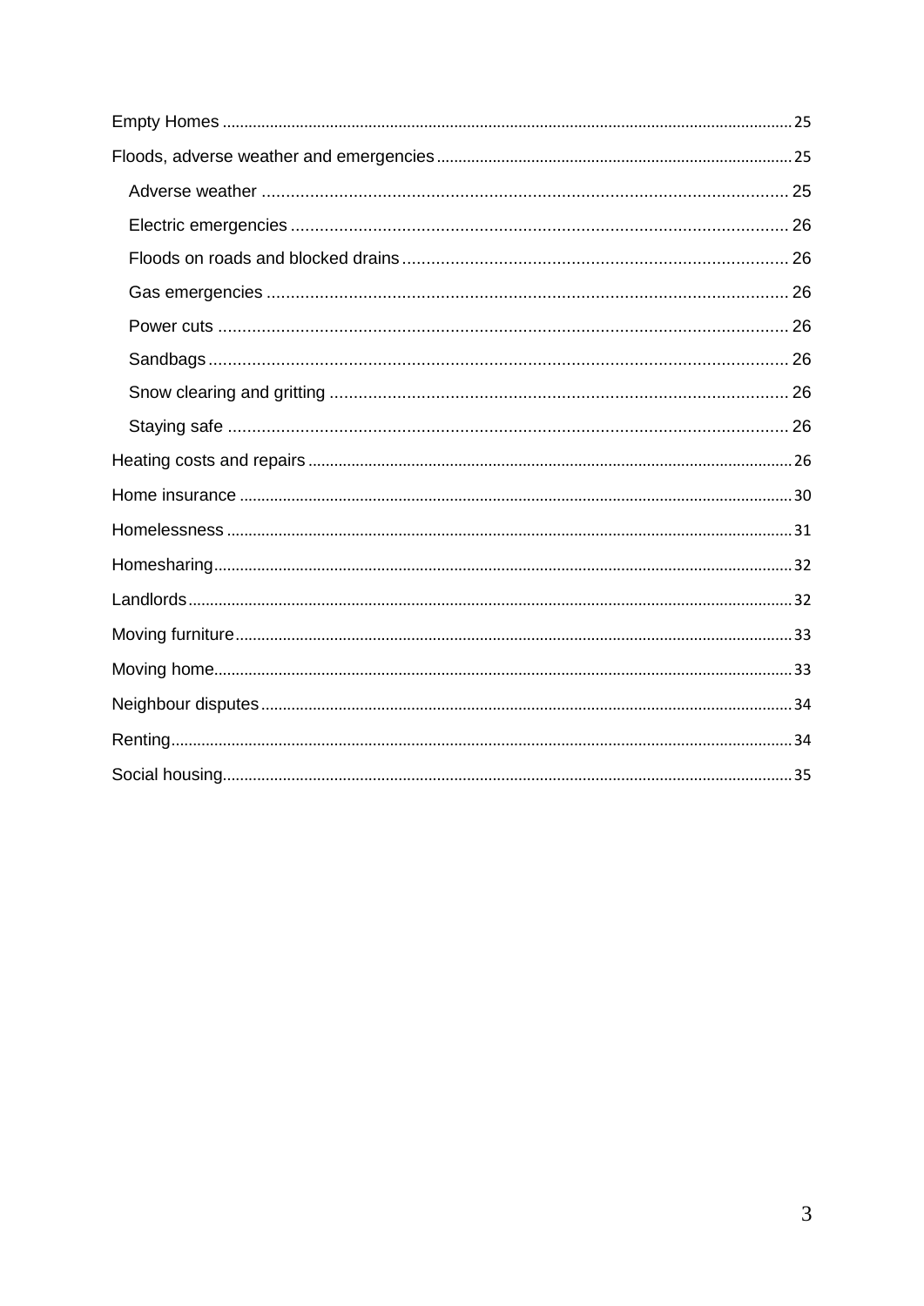Empty Homes .......... 25

Floods, adverse weather and emergencies .......... 25

- Adverse weather .......... 25
- Electric emergencies .......... 26
- Floods on roads and blocked drains .......... 26
- Gas emergencies .......... 26
- Power cuts .......... 26
- Sandbags .......... 26
- Snow clearing and gritting .......... 26
- Staying safe .......... 26

Heating costs and repairs .......... 26

Home insurance .......... 30

Homelessness .......... 31

Homesharing .......... 32

Landlords .......... 32

Moving furniture .......... 33

Moving home .......... 33

Neighbour disputes .......... 34

Renting .......... 34

Social housing .......... 35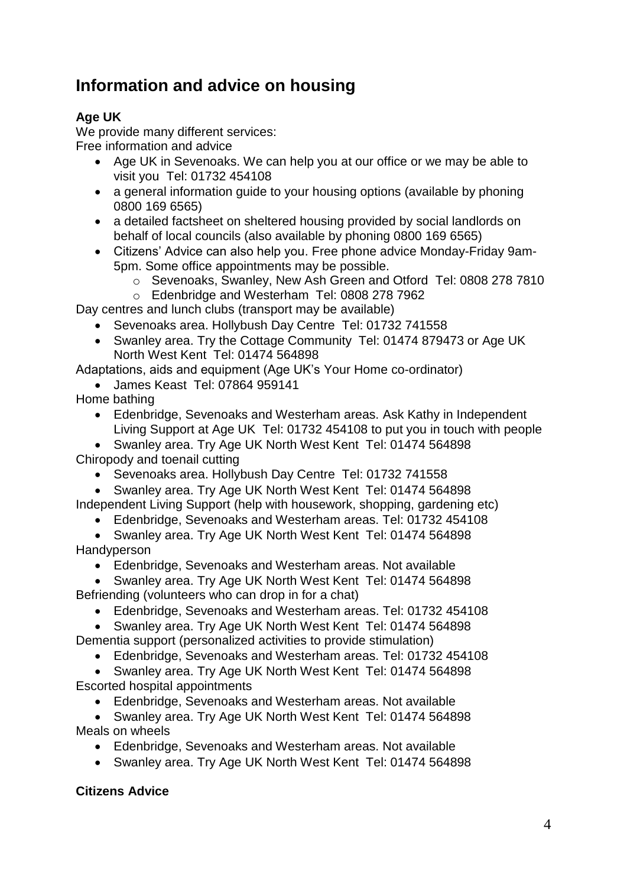## Information and advice on housing

**Age UK**

We provide many different services:

Free information and advice

- Age UK in Sevenoaks. We can help you at our office or we may be able to visit you Tel: 01732 454108
- a general information guide to your housing options (available by phoning 0800 169 6565)
- a detailed factsheet on sheltered housing provided by social landlords on behalf of local councils (also available by phoning 0800 169 6565)
- Citizens' Advice can also help you. Free phone advice Monday-Friday 9am-5pm. Some office appointments may be possible.
  - Sevenoaks, Swanley, New Ash Green and Otford Tel: 0808 278 7810
  - Edenbridge and Westerham Tel: 0808 278 7962

Day centres and lunch clubs (transport may be available)

- Sevenoaks area. Hollybush Day Centre Tel: 01732 741558
- Swanley area. Try the Cottage Community Tel: 01474 879473 or Age UK North West Kent Tel: 01474 564898

Adaptations, aids and equipment (Age UK's Your Home co-ordinator)

- James Keast Tel: 07864 959141

Home bathing

- Edenbridge, Sevenoaks and Westerham areas. Ask Kathy in Independent Living Support at Age UK Tel: 01732 454108 to put you in touch with people
- Swanley area. Try Age UK North West Kent Tel: 01474 564898

Chiropody and toenail cutting

- Sevenoaks area. Hollybush Day Centre Tel: 01732 741558
- Swanley area. Try Age UK North West Kent Tel: 01474 564898

Independent Living Support (help with housework, shopping, gardening etc)

- Edenbridge, Sevenoaks and Westerham areas. Tel: 01732 454108
- Swanley area. Try Age UK North West Kent Tel: 01474 564898

Handyperson

- Edenbridge, Sevenoaks and Westerham areas. Not available
- Swanley area. Try Age UK North West Kent Tel: 01474 564898

Befriending (volunteers who can drop in for a chat)

- Edenbridge, Sevenoaks and Westerham areas. Tel: 01732 454108
- Swanley area. Try Age UK North West Kent Tel: 01474 564898

Dementia support (personalized activities to provide stimulation)

- Edenbridge, Sevenoaks and Westerham areas. Tel: 01732 454108
- Swanley area. Try Age UK North West Kent Tel: 01474 564898

Escorted hospital appointments

- Edenbridge, Sevenoaks and Westerham areas. Not available
- Swanley area. Try Age UK North West Kent Tel: 01474 564898

Meals on wheels

- Edenbridge, Sevenoaks and Westerham areas. Not available
- Swanley area. Try Age UK North West Kent Tel: 01474 564898

**Citizens Advice**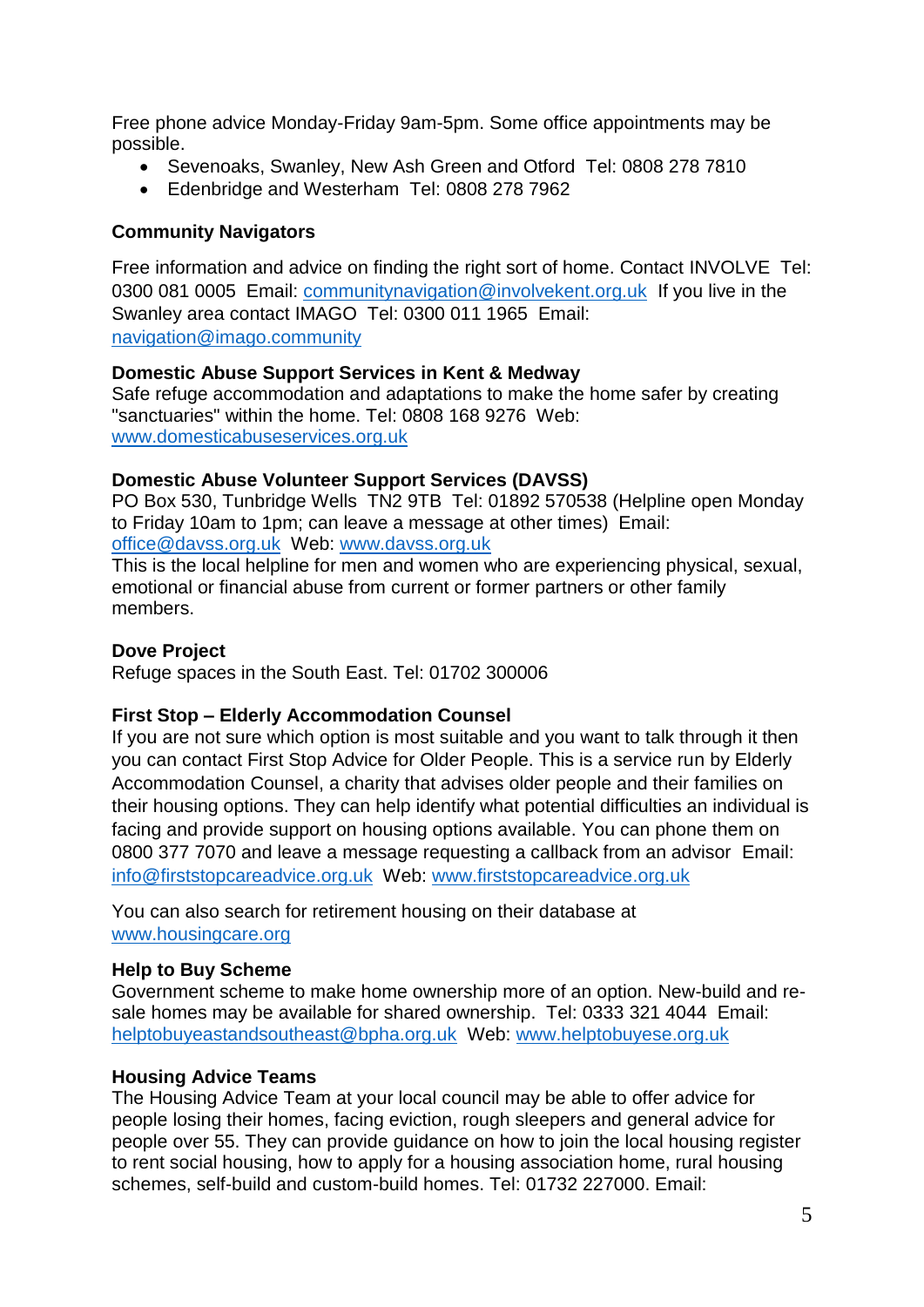Free phone advice Monday-Friday 9am-5pm. Some office appointments may be possible.

- Sevenoaks, Swanley, New Ash Green and Otford  Tel: 0808 278 7810
- Edenbridge and Westerham  Tel: 0808 278 7962

**Community Navigators**

Free information and advice on finding the right sort of home. Contact INVOLVE  Tel: 0300 081 0005  Email: communitynavigation@involvekent.org.uk  If you live in the Swanley area contact IMAGO  Tel: 0300 011 1965  Email: navigation@imago.community

**Domestic Abuse Support Services in Kent & Medway**
Safe refuge accommodation and adaptations to make the home safer by creating "sanctuaries" within the home. Tel: 0808 168 9276  Web: www.domesticabuseservices.org.uk

**Domestic Abuse Volunteer Support Services (DAVSS)**
PO Box 530, Tunbridge Wells  TN2 9TB  Tel: 01892 570538 (Helpline open Monday to Friday 10am to 1pm; can leave a message at other times)  Email: office@davss.org.uk  Web: www.davss.org.uk
This is the local helpline for men and women who are experiencing physical, sexual, emotional or financial abuse from current or former partners or other family members.

**Dove Project**
Refuge spaces in the South East. Tel: 01702 300006

**First Stop – Elderly Accommodation Counsel**
If you are not sure which option is most suitable and you want to talk through it then you can contact First Stop Advice for Older People. This is a service run by Elderly Accommodation Counsel, a charity that advises older people and their families on their housing options. They can help identify what potential difficulties an individual is facing and provide support on housing options available. You can phone them on 0800 377 7070 and leave a message requesting a callback from an advisor  Email: info@firststopcareadvice.org.uk  Web: www.firststopcareadvice.org.uk

You can also search for retirement housing on their database at www.housingcare.org

**Help to Buy Scheme**
Government scheme to make home ownership more of an option. New-build and re-sale homes may be available for shared ownership.  Tel: 0333 321 4044  Email: helptobuyeastandsoutheast@bpha.org.uk  Web: www.helptobuyese.org.uk

**Housing Advice Teams**
The Housing Advice Team at your local council may be able to offer advice for people losing their homes, facing eviction, rough sleepers and general advice for people over 55. They can provide guidance on how to join the local housing register to rent social housing, how to apply for a housing association home, rural housing schemes, self-build and custom-build homes. Tel: 01732 227000. Email: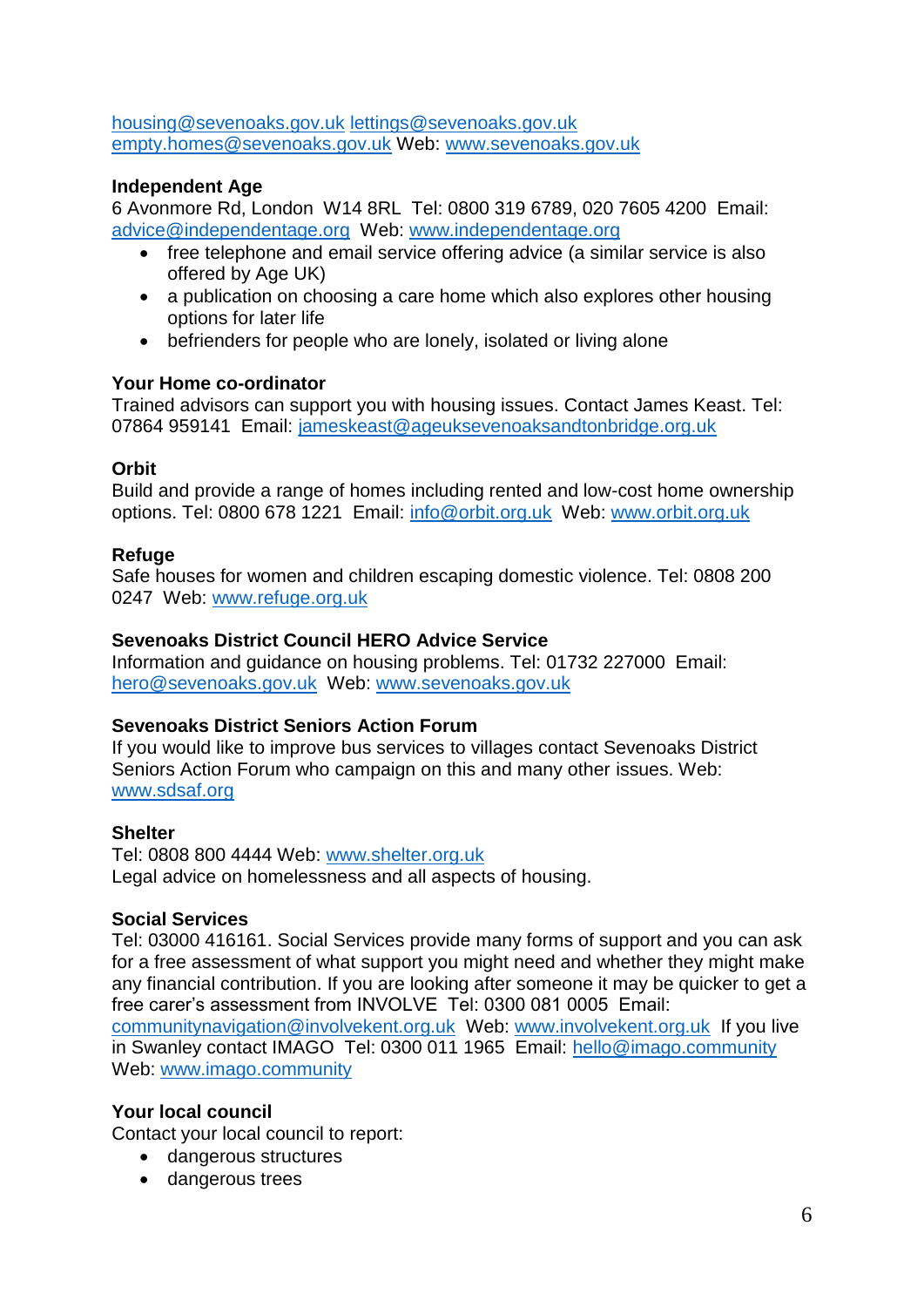housing@sevenoaks.gov.uk lettings@sevenoaks.gov.uk
empty.homes@sevenoaks.gov.uk Web: www.sevenoaks.gov.uk

**Independent Age**
6 Avonmore Rd, London W14 8RL Tel: 0800 319 6789, 020 7605 4200 Email: advice@independentage.org Web: www.independentage.org

- free telephone and email service offering advice (a similar service is also offered by Age UK)
- a publication on choosing a care home which also explores other housing options for later life
- befrienders for people who are lonely, isolated or living alone

**Your Home co-ordinator**
Trained advisors can support you with housing issues. Contact James Keast. Tel: 07864 959141 Email: jameskeast@ageuksevenoaksandtonbridge.org.uk

**Orbit**
Build and provide a range of homes including rented and low-cost home ownership options. Tel: 0800 678 1221 Email: info@orbit.org.uk Web: www.orbit.org.uk

**Refuge**
Safe houses for women and children escaping domestic violence. Tel: 0808 200 0247 Web: www.refuge.org.uk

**Sevenoaks District Council HERO Advice Service**
Information and guidance on housing problems. Tel: 01732 227000 Email: hero@sevenoaks.gov.uk Web: www.sevenoaks.gov.uk

**Sevenoaks District Seniors Action Forum**
If you would like to improve bus services to villages contact Sevenoaks District Seniors Action Forum who campaign on this and many other issues. Web: www.sdsaf.org

**Shelter**
Tel: 0808 800 4444 Web: www.shelter.org.uk
Legal advice on homelessness and all aspects of housing.

**Social Services**
Tel: 03000 416161. Social Services provide many forms of support and you can ask for a free assessment of what support you might need and whether they might make any financial contribution. If you are looking after someone it may be quicker to get a free carer's assessment from INVOLVE Tel: 0300 081 0005 Email: communitynavigation@involvekent.org.uk Web: www.involvekent.org.uk If you live in Swanley contact IMAGO Tel: 0300 011 1965 Email: hello@imago.community Web: www.imago.community

**Your local council**
Contact your local council to report:

- dangerous structures
- dangerous trees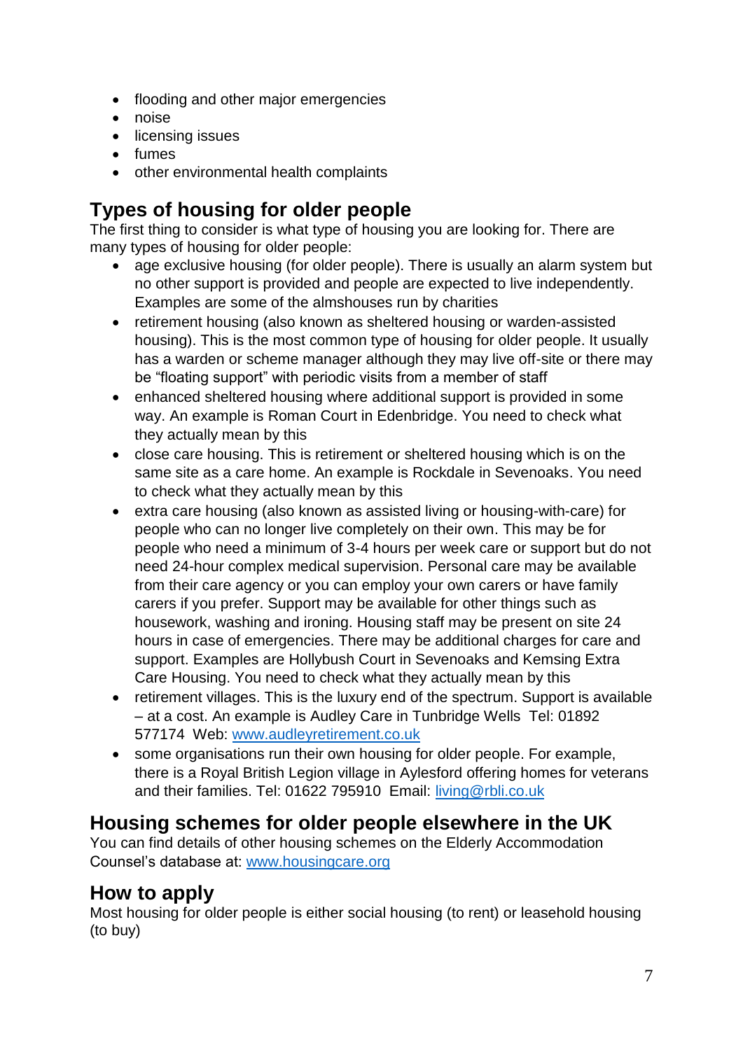- flooding and other major emergencies
- noise
- licensing issues
- fumes
- other environmental health complaints

## Types of housing for older people

The first thing to consider is what type of housing you are looking for. There are many types of housing for older people:

- age exclusive housing (for older people). There is usually an alarm system but no other support is provided and people are expected to live independently. Examples are some of the almshouses run by charities
- retirement housing (also known as sheltered housing or warden-assisted housing). This is the most common type of housing for older people. It usually has a warden or scheme manager although they may live off-site or there may be "floating support" with periodic visits from a member of staff
- enhanced sheltered housing where additional support is provided in some way. An example is Roman Court in Edenbridge. You need to check what they actually mean by this
- close care housing. This is retirement or sheltered housing which is on the same site as a care home. An example is Rockdale in Sevenoaks. You need to check what they actually mean by this
- extra care housing (also known as assisted living or housing-with-care) for people who can no longer live completely on their own. This may be for people who need a minimum of 3-4 hours per week care or support but do not need 24-hour complex medical supervision. Personal care may be available from their care agency or you can employ your own carers or have family carers if you prefer. Support may be available for other things such as housework, washing and ironing. Housing staff may be present on site 24 hours in case of emergencies. There may be additional charges for care and support. Examples are Hollybush Court in Sevenoaks and Kemsing Extra Care Housing. You need to check what they actually mean by this
- retirement villages. This is the luxury end of the spectrum. Support is available – at a cost. An example is Audley Care in Tunbridge Wells Tel: 01892 577174 Web: [www.audleyretirement.co.uk](http://www.audleyretirement.co.uk)
- some organisations run their own housing for older people. For example, there is a Royal British Legion village in Aylesford offering homes for veterans and their families. Tel: 01622 795910 Email: [living@rbli.co.uk](mailto:living@rbli.co.uk)

## Housing schemes for older people elsewhere in the UK

You can find details of other housing schemes on the Elderly Accommodation Counsel's database at: [www.housingcare.org](http://www.housingcare.org)

## How to apply

Most housing for older people is either social housing (to rent) or leasehold housing (to buy)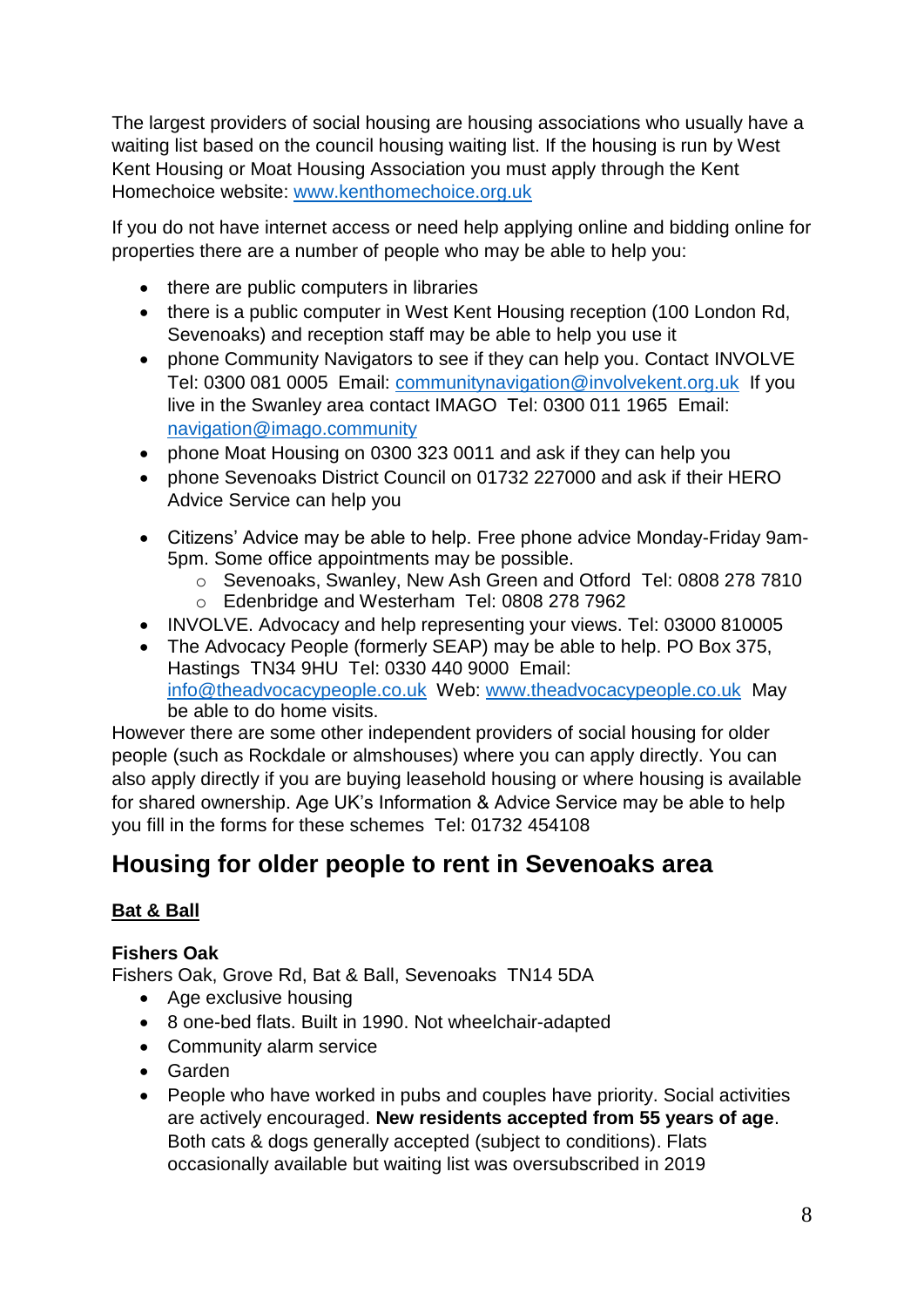The largest providers of social housing are housing associations who usually have a waiting list based on the council housing waiting list. If the housing is run by West Kent Housing or Moat Housing Association you must apply through the Kent Homechoice website: www.kenthomechoice.org.uk

If you do not have internet access or need help applying online and bidding online for properties there are a number of people who may be able to help you:

- there are public computers in libraries
- there is a public computer in West Kent Housing reception (100 London Rd, Sevenoaks) and reception staff may be able to help you use it
- phone Community Navigators to see if they can help you. Contact INVOLVE Tel: 0300 081 0005 Email: communitynavigation@involvekent.org.uk If you live in the Swanley area contact IMAGO Tel: 0300 011 1965 Email: navigation@imago.community
- phone Moat Housing on 0300 323 0011 and ask if they can help you
- phone Sevenoaks District Council on 01732 227000 and ask if their HERO Advice Service can help you
- Citizens' Advice may be able to help. Free phone advice Monday-Friday 9am-5pm. Some office appointments may be possible.
  - Sevenoaks, Swanley, New Ash Green and Otford Tel: 0808 278 7810
  - Edenbridge and Westerham Tel: 0808 278 7962
- INVOLVE. Advocacy and help representing your views. Tel: 03000 810005
- The Advocacy People (formerly SEAP) may be able to help. PO Box 375, Hastings TN34 9HU Tel: 0330 440 9000 Email: info@theadvocacypeople.co.uk Web: www.theadvocacypeople.co.uk May be able to do home visits.

However there are some other independent providers of social housing for older people (such as Rockdale or almshouses) where you can apply directly. You can also apply directly if you are buying leasehold housing or where housing is available for shared ownership. Age UK's Information & Advice Service may be able to help you fill in the forms for these schemes Tel: 01732 454108

## Housing for older people to rent in Sevenoaks area

### Bat & Ball

**Fishers Oak**

Fishers Oak, Grove Rd, Bat & Ball, Sevenoaks TN14 5DA

- Age exclusive housing
- 8 one-bed flats. Built in 1990. Not wheelchair-adapted
- Community alarm service
- Garden
- People who have worked in pubs and couples have priority. Social activities are actively encouraged. **New residents accepted from 55 years of age**. Both cats & dogs generally accepted (subject to conditions). Flats occasionally available but waiting list was oversubscribed in 2019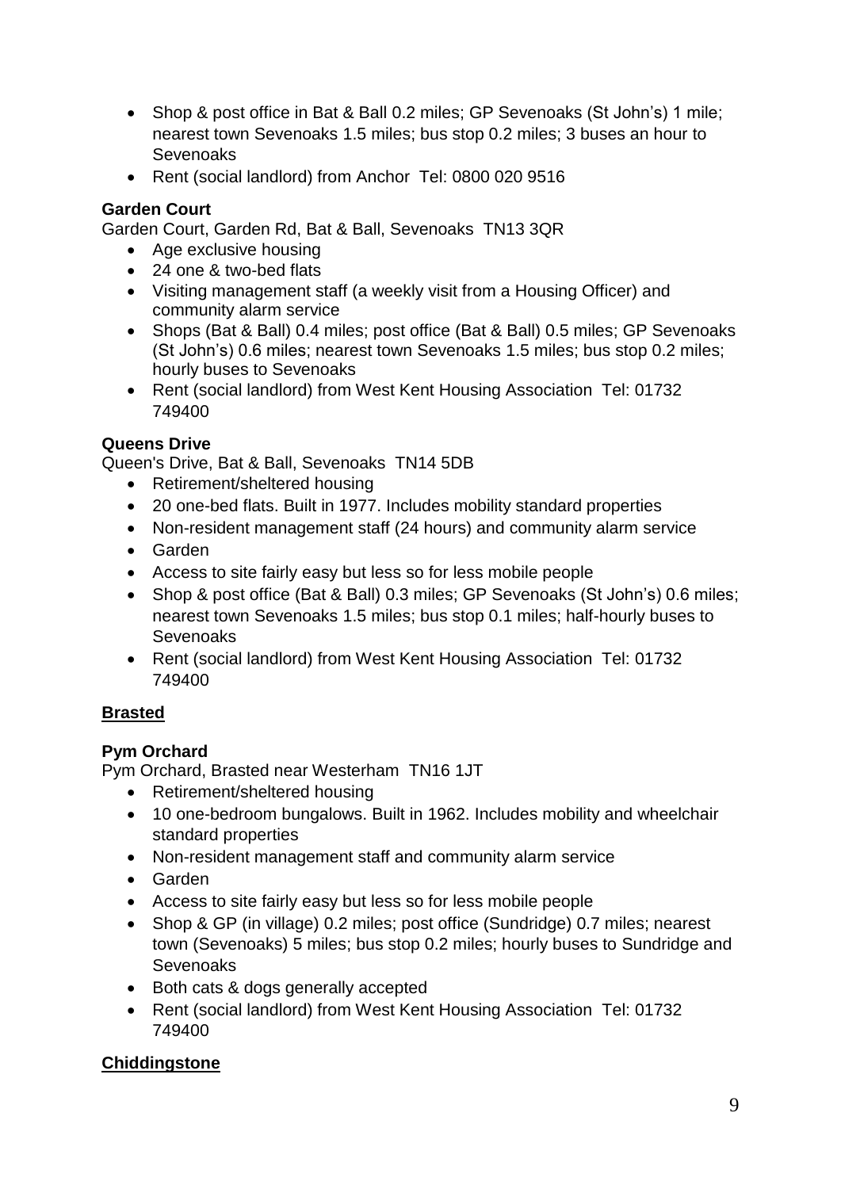- Shop & post office in Bat & Ball 0.2 miles; GP Sevenoaks (St John's) 1 mile; nearest town Sevenoaks 1.5 miles; bus stop 0.2 miles; 3 buses an hour to Sevenoaks
- Rent (social landlord) from Anchor  Tel: 0800 020 9516

**Garden Court**

Garden Court, Garden Rd, Bat & Ball, Sevenoaks  TN13 3QR

- Age exclusive housing
- 24 one & two-bed flats
- Visiting management staff (a weekly visit from a Housing Officer) and community alarm service
- Shops (Bat & Ball) 0.4 miles; post office (Bat & Ball) 0.5 miles; GP Sevenoaks (St John's) 0.6 miles; nearest town Sevenoaks 1.5 miles; bus stop 0.2 miles; hourly buses to Sevenoaks
- Rent (social landlord) from West Kent Housing Association  Tel: 01732 749400

**Queens Drive**

Queen's Drive, Bat & Ball, Sevenoaks  TN14 5DB

- Retirement/sheltered housing
- 20 one-bed flats. Built in 1977. Includes mobility standard properties
- Non-resident management staff (24 hours) and community alarm service
- Garden
- Access to site fairly easy but less so for less mobile people
- Shop & post office (Bat & Ball) 0.3 miles; GP Sevenoaks (St John's) 0.6 miles; nearest town Sevenoaks 1.5 miles; bus stop 0.1 miles; half-hourly buses to Sevenoaks
- Rent (social landlord) from West Kent Housing Association  Tel: 01732 749400

## Brasted

**Pym Orchard**

Pym Orchard, Brasted near Westerham  TN16 1JT

- Retirement/sheltered housing
- 10 one-bedroom bungalows. Built in 1962. Includes mobility and wheelchair standard properties
- Non-resident management staff and community alarm service
- Garden
- Access to site fairly easy but less so for less mobile people
- Shop & GP (in village) 0.2 miles; post office (Sundridge) 0.7 miles; nearest town (Sevenoaks) 5 miles; bus stop 0.2 miles; hourly buses to Sundridge and Sevenoaks
- Both cats & dogs generally accepted
- Rent (social landlord) from West Kent Housing Association  Tel: 01732 749400

## Chiddingstone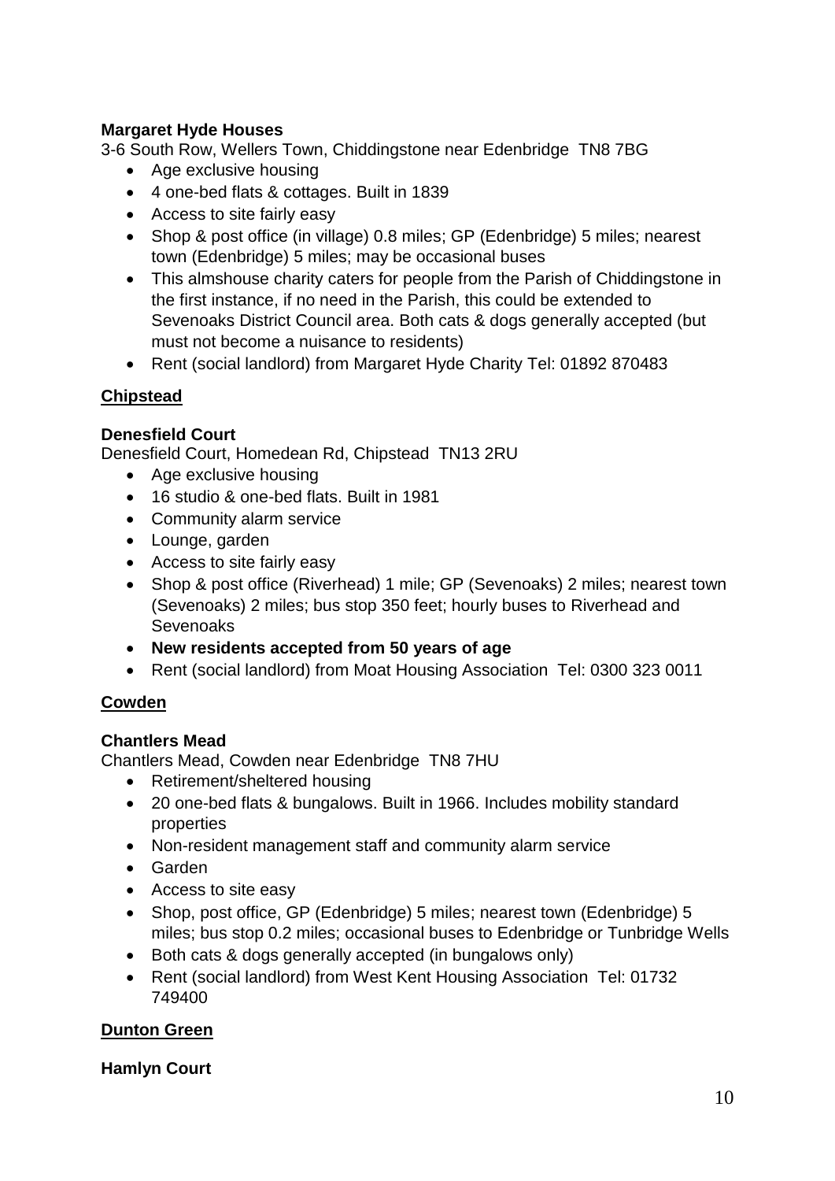**Margaret Hyde Houses**

3-6 South Row, Wellers Town, Chiddingstone near Edenbridge TN8 7BG

- Age exclusive housing
- 4 one-bed flats & cottages. Built in 1839
- Access to site fairly easy
- Shop & post office (in village) 0.8 miles; GP (Edenbridge) 5 miles; nearest town (Edenbridge) 5 miles; may be occasional buses
- This almshouse charity caters for people from the Parish of Chiddingstone in the first instance, if no need in the Parish, this could be extended to Sevenoaks District Council area. Both cats & dogs generally accepted (but must not become a nuisance to residents)
- Rent (social landlord) from Margaret Hyde Charity Tel: 01892 870483

## Chipstead

**Denesfield Court**

Denesfield Court, Homedean Rd, Chipstead TN13 2RU

- Age exclusive housing
- 16 studio & one-bed flats. Built in 1981
- Community alarm service
- Lounge, garden
- Access to site fairly easy
- Shop & post office (Riverhead) 1 mile; GP (Sevenoaks) 2 miles; nearest town (Sevenoaks) 2 miles; bus stop 350 feet; hourly buses to Riverhead and Sevenoaks
- **New residents accepted from 50 years of age**
- Rent (social landlord) from Moat Housing Association Tel: 0300 323 0011

## Cowden

**Chantlers Mead**

Chantlers Mead, Cowden near Edenbridge TN8 7HU

- Retirement/sheltered housing
- 20 one-bed flats & bungalows. Built in 1966. Includes mobility standard properties
- Non-resident management staff and community alarm service
- Garden
- Access to site easy
- Shop, post office, GP (Edenbridge) 5 miles; nearest town (Edenbridge) 5 miles; bus stop 0.2 miles; occasional buses to Edenbridge or Tunbridge Wells
- Both cats & dogs generally accepted (in bungalows only)
- Rent (social landlord) from West Kent Housing Association Tel: 01732 749400

## Dunton Green

**Hamlyn Court**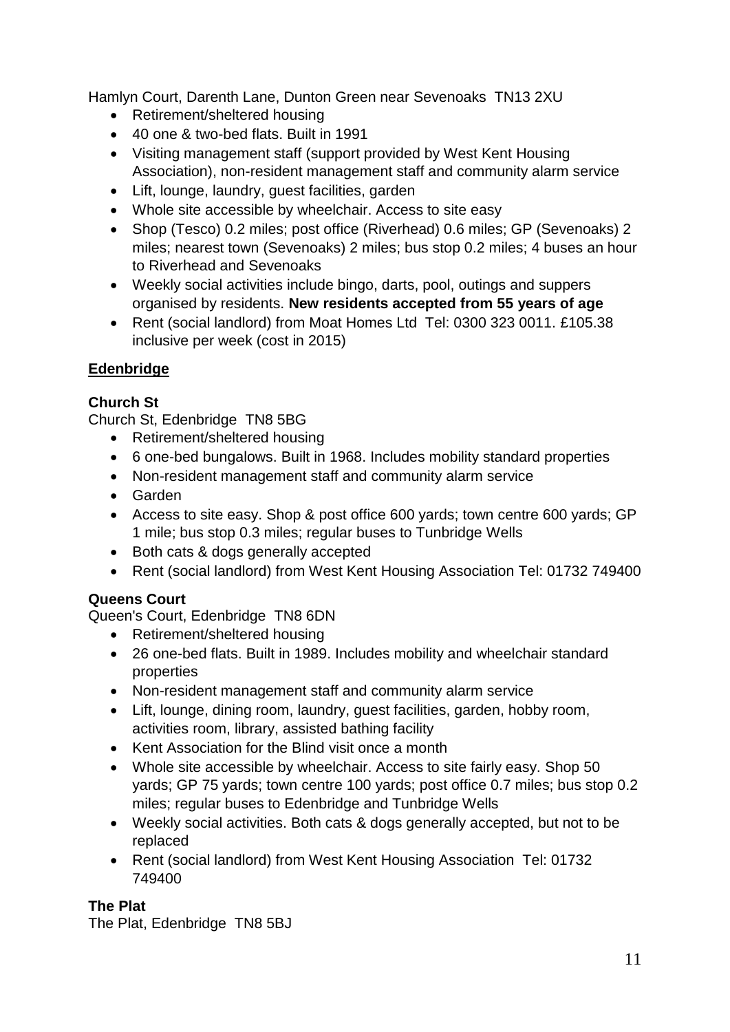Hamlyn Court, Darenth Lane, Dunton Green near Sevenoaks  TN13 2XU

- Retirement/sheltered housing
- 40 one & two-bed flats. Built in 1991
- Visiting management staff (support provided by West Kent Housing Association), non-resident management staff and community alarm service
- Lift, lounge, laundry, guest facilities, garden
- Whole site accessible by wheelchair. Access to site easy
- Shop (Tesco) 0.2 miles; post office (Riverhead) 0.6 miles; GP (Sevenoaks) 2 miles; nearest town (Sevenoaks) 2 miles; bus stop 0.2 miles; 4 buses an hour to Riverhead and Sevenoaks
- Weekly social activities include bingo, darts, pool, outings and suppers organised by residents. **New residents accepted from 55 years of age**
- Rent (social landlord) from Moat Homes Ltd  Tel: 0300 323 0011. £105.38 inclusive per week (cost in 2015)

## Edenbridge

### Church St

Church St, Edenbridge  TN8 5BG

- Retirement/sheltered housing
- 6 one-bed bungalows. Built in 1968. Includes mobility standard properties
- Non-resident management staff and community alarm service
- Garden
- Access to site easy. Shop & post office 600 yards; town centre 600 yards; GP 1 mile; bus stop 0.3 miles; regular buses to Tunbridge Wells
- Both cats & dogs generally accepted
- Rent (social landlord) from West Kent Housing Association Tel: 01732 749400

### Queens Court

Queen's Court, Edenbridge  TN8 6DN

- Retirement/sheltered housing
- 26 one-bed flats. Built in 1989. Includes mobility and wheelchair standard properties
- Non-resident management staff and community alarm service
- Lift, lounge, dining room, laundry, guest facilities, garden, hobby room, activities room, library, assisted bathing facility
- Kent Association for the Blind visit once a month
- Whole site accessible by wheelchair. Access to site fairly easy. Shop 50 yards; GP 75 yards; town centre 100 yards; post office 0.7 miles; bus stop 0.2 miles; regular buses to Edenbridge and Tunbridge Wells
- Weekly social activities. Both cats & dogs generally accepted, but not to be replaced
- Rent (social landlord) from West Kent Housing Association  Tel: 01732 749400

### The Plat

The Plat, Edenbridge  TN8 5BJ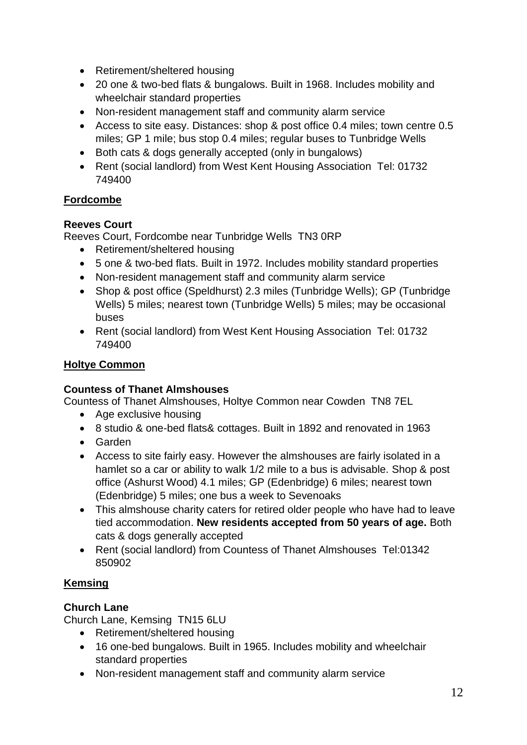- Retirement/sheltered housing
- 20 one & two-bed flats & bungalows. Built in 1968. Includes mobility and wheelchair standard properties
- Non-resident management staff and community alarm service
- Access to site easy. Distances: shop & post office 0.4 miles; town centre 0.5 miles; GP 1 mile; bus stop 0.4 miles; regular buses to Tunbridge Wells
- Both cats & dogs generally accepted (only in bungalows)
- Rent (social landlord) from West Kent Housing Association Tel: 01732 749400

## Fordcombe

### Reeves Court

Reeves Court, Fordcombe near Tunbridge Wells TN3 0RP

- Retirement/sheltered housing
- 5 one & two-bed flats. Built in 1972. Includes mobility standard properties
- Non-resident management staff and community alarm service
- Shop & post office (Speldhurst) 2.3 miles (Tunbridge Wells); GP (Tunbridge Wells) 5 miles; nearest town (Tunbridge Wells) 5 miles; may be occasional buses
- Rent (social landlord) from West Kent Housing Association Tel: 01732 749400

## Holtye Common

### Countess of Thanet Almshouses

Countess of Thanet Almshouses, Holtye Common near Cowden TN8 7EL

- Age exclusive housing
- 8 studio & one-bed flats& cottages. Built in 1892 and renovated in 1963
- Garden
- Access to site fairly easy. However the almshouses are fairly isolated in a hamlet so a car or ability to walk 1/2 mile to a bus is advisable. Shop & post office (Ashurst Wood) 4.1 miles; GP (Edenbridge) 6 miles; nearest town (Edenbridge) 5 miles; one bus a week to Sevenoaks
- This almshouse charity caters for retired older people who have had to leave tied accommodation. **New residents accepted from 50 years of age.** Both cats & dogs generally accepted
- Rent (social landlord) from Countess of Thanet Almshouses Tel:01342 850902

## Kemsing

### Church Lane

Church Lane, Kemsing TN15 6LU

- Retirement/sheltered housing
- 16 one-bed bungalows. Built in 1965. Includes mobility and wheelchair standard properties
- Non-resident management staff and community alarm service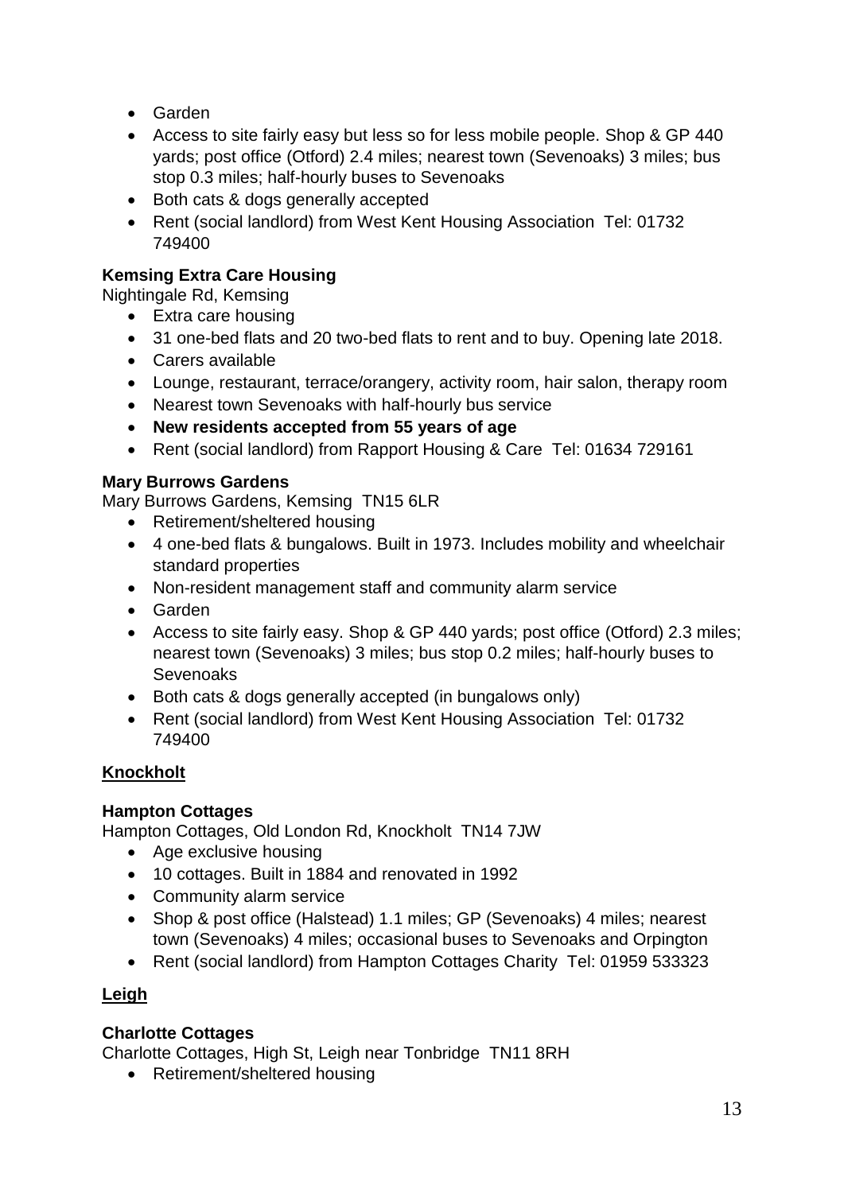- Garden
- Access to site fairly easy but less so for less mobile people. Shop & GP 440 yards; post office (Otford) 2.4 miles; nearest town (Sevenoaks) 3 miles; bus stop 0.3 miles; half-hourly buses to Sevenoaks
- Both cats & dogs generally accepted
- Rent (social landlord) from West Kent Housing Association Tel: 01732 749400

**Kemsing Extra Care Housing**

Nightingale Rd, Kemsing

- Extra care housing
- 31 one-bed flats and 20 two-bed flats to rent and to buy. Opening late 2018.
- Carers available
- Lounge, restaurant, terrace/orangery, activity room, hair salon, therapy room
- Nearest town Sevenoaks with half-hourly bus service
- **New residents accepted from 55 years of age**
- Rent (social landlord) from Rapport Housing & Care Tel: 01634 729161

**Mary Burrows Gardens**

Mary Burrows Gardens, Kemsing TN15 6LR

- Retirement/sheltered housing
- 4 one-bed flats & bungalows. Built in 1973. Includes mobility and wheelchair standard properties
- Non-resident management staff and community alarm service
- Garden
- Access to site fairly easy. Shop & GP 440 yards; post office (Otford) 2.3 miles; nearest town (Sevenoaks) 3 miles; bus stop 0.2 miles; half-hourly buses to Sevenoaks
- Both cats & dogs generally accepted (in bungalows only)
- Rent (social landlord) from West Kent Housing Association Tel: 01732 749400

## Knockholt

**Hampton Cottages**

Hampton Cottages, Old London Rd, Knockholt TN14 7JW

- Age exclusive housing
- 10 cottages. Built in 1884 and renovated in 1992
- Community alarm service
- Shop & post office (Halstead) 1.1 miles; GP (Sevenoaks) 4 miles; nearest town (Sevenoaks) 4 miles; occasional buses to Sevenoaks and Orpington
- Rent (social landlord) from Hampton Cottages Charity Tel: 01959 533323

## Leigh

**Charlotte Cottages**

Charlotte Cottages, High St, Leigh near Tonbridge TN11 8RH

- Retirement/sheltered housing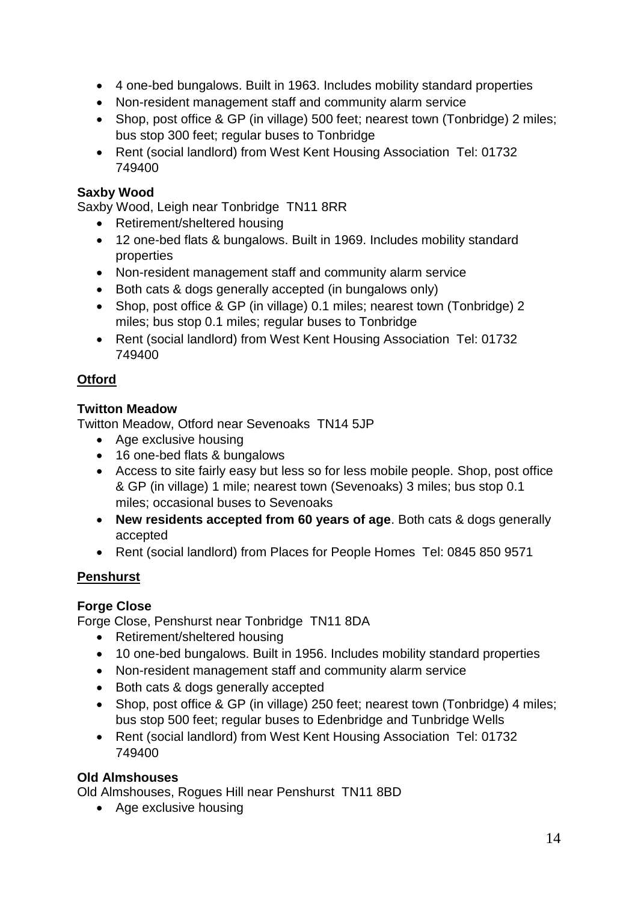- 4 one-bed bungalows. Built in 1963. Includes mobility standard properties
- Non-resident management staff and community alarm service
- Shop, post office & GP (in village) 500 feet; nearest town (Tonbridge) 2 miles; bus stop 300 feet; regular buses to Tonbridge
- Rent (social landlord) from West Kent Housing Association Tel: 01732 749400

**Saxby Wood**

Saxby Wood, Leigh near Tonbridge TN11 8RR

- Retirement/sheltered housing
- 12 one-bed flats & bungalows. Built in 1969. Includes mobility standard properties
- Non-resident management staff and community alarm service
- Both cats & dogs generally accepted (in bungalows only)
- Shop, post office & GP (in village) 0.1 miles; nearest town (Tonbridge) 2 miles; bus stop 0.1 miles; regular buses to Tonbridge
- Rent (social landlord) from West Kent Housing Association Tel: 01732 749400

## Otford

**Twitton Meadow**

Twitton Meadow, Otford near Sevenoaks TN14 5JP

- Age exclusive housing
- 16 one-bed flats & bungalows
- Access to site fairly easy but less so for less mobile people. Shop, post office & GP (in village) 1 mile; nearest town (Sevenoaks) 3 miles; bus stop 0.1 miles; occasional buses to Sevenoaks
- **New residents accepted from 60 years of age**. Both cats & dogs generally accepted
- Rent (social landlord) from Places for People Homes Tel: 0845 850 9571

## Penshurst

**Forge Close**

Forge Close, Penshurst near Tonbridge TN11 8DA

- Retirement/sheltered housing
- 10 one-bed bungalows. Built in 1956. Includes mobility standard properties
- Non-resident management staff and community alarm service
- Both cats & dogs generally accepted
- Shop, post office & GP (in village) 250 feet; nearest town (Tonbridge) 4 miles; bus stop 500 feet; regular buses to Edenbridge and Tunbridge Wells
- Rent (social landlord) from West Kent Housing Association Tel: 01732 749400

**Old Almshouses**

Old Almshouses, Rogues Hill near Penshurst TN11 8BD

- Age exclusive housing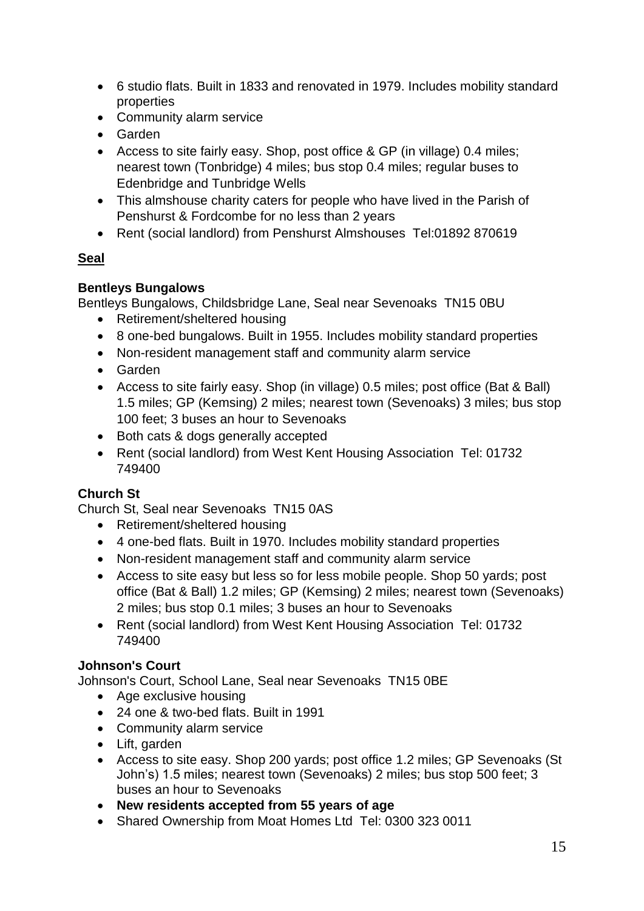- 6 studio flats. Built in 1833 and renovated in 1979. Includes mobility standard properties
- Community alarm service
- Garden
- Access to site fairly easy. Shop, post office & GP (in village) 0.4 miles; nearest town (Tonbridge) 4 miles; bus stop 0.4 miles; regular buses to Edenbridge and Tunbridge Wells
- This almshouse charity caters for people who have lived in the Parish of Penshurst & Fordcombe for no less than 2 years
- Rent (social landlord) from Penshurst Almshouses Tel:01892 870619

## Seal

**Bentleys Bungalows**

Bentleys Bungalows, Childsbridge Lane, Seal near Sevenoaks TN15 0BU

- Retirement/sheltered housing
- 8 one-bed bungalows. Built in 1955. Includes mobility standard properties
- Non-resident management staff and community alarm service
- Garden
- Access to site fairly easy. Shop (in village) 0.5 miles; post office (Bat & Ball) 1.5 miles; GP (Kemsing) 2 miles; nearest town (Sevenoaks) 3 miles; bus stop 100 feet; 3 buses an hour to Sevenoaks
- Both cats & dogs generally accepted
- Rent (social landlord) from West Kent Housing Association Tel: 01732 749400

**Church St**

Church St, Seal near Sevenoaks TN15 0AS

- Retirement/sheltered housing
- 4 one-bed flats. Built in 1970. Includes mobility standard properties
- Non-resident management staff and community alarm service
- Access to site easy but less so for less mobile people. Shop 50 yards; post office (Bat & Ball) 1.2 miles; GP (Kemsing) 2 miles; nearest town (Sevenoaks) 2 miles; bus stop 0.1 miles; 3 buses an hour to Sevenoaks
- Rent (social landlord) from West Kent Housing Association Tel: 01732 749400

**Johnson's Court**

Johnson's Court, School Lane, Seal near Sevenoaks TN15 0BE

- Age exclusive housing
- 24 one & two-bed flats. Built in 1991
- Community alarm service
- Lift, garden
- Access to site easy. Shop 200 yards; post office 1.2 miles; GP Sevenoaks (St John's) 1.5 miles; nearest town (Sevenoaks) 2 miles; bus stop 500 feet; 3 buses an hour to Sevenoaks
- **New residents accepted from 55 years of age**
- Shared Ownership from Moat Homes Ltd Tel: 0300 323 0011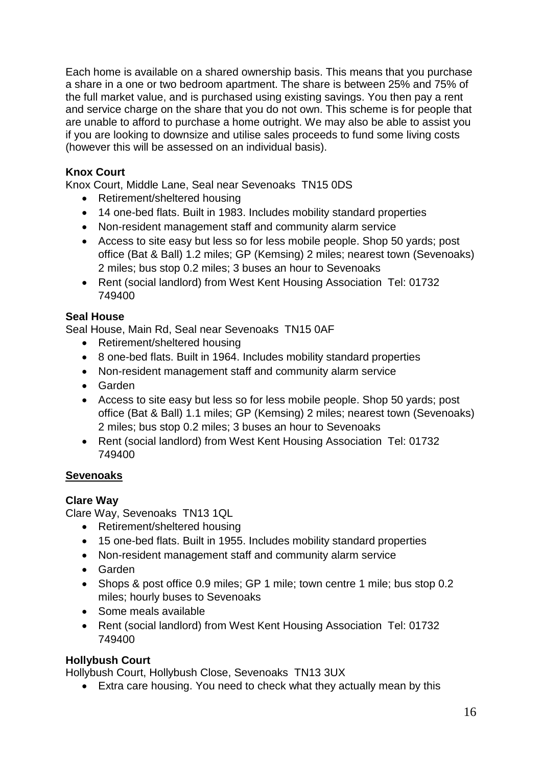Each home is available on a shared ownership basis. This means that you purchase a share in a one or two bedroom apartment. The share is between 25% and 75% of the full market value, and is purchased using existing savings. You then pay a rent and service charge on the share that you do not own. This scheme is for people that are unable to afford to purchase a home outright. We may also be able to assist you if you are looking to downsize and utilise sales proceeds to fund some living costs (however this will be assessed on an individual basis).

**Knox Court**

Knox Court, Middle Lane, Seal near Sevenoaks TN15 0DS

- Retirement/sheltered housing
- 14 one-bed flats. Built in 1983. Includes mobility standard properties
- Non-resident management staff and community alarm service
- Access to site easy but less so for less mobile people. Shop 50 yards; post office (Bat & Ball) 1.2 miles; GP (Kemsing) 2 miles; nearest town (Sevenoaks) 2 miles; bus stop 0.2 miles; 3 buses an hour to Sevenoaks
- Rent (social landlord) from West Kent Housing Association Tel: 01732 749400

**Seal House**

Seal House, Main Rd, Seal near Sevenoaks TN15 0AF

- Retirement/sheltered housing
- 8 one-bed flats. Built in 1964. Includes mobility standard properties
- Non-resident management staff and community alarm service
- Garden
- Access to site easy but less so for less mobile people. Shop 50 yards; post office (Bat & Ball) 1.1 miles; GP (Kemsing) 2 miles; nearest town (Sevenoaks) 2 miles; bus stop 0.2 miles; 3 buses an hour to Sevenoaks
- Rent (social landlord) from West Kent Housing Association Tel: 01732 749400

## Sevenoaks

**Clare Way**

Clare Way, Sevenoaks TN13 1QL

- Retirement/sheltered housing
- 15 one-bed flats. Built in 1955. Includes mobility standard properties
- Non-resident management staff and community alarm service
- Garden
- Shops & post office 0.9 miles; GP 1 mile; town centre 1 mile; bus stop 0.2 miles; hourly buses to Sevenoaks
- Some meals available
- Rent (social landlord) from West Kent Housing Association Tel: 01732 749400

**Hollybush Court**

Hollybush Court, Hollybush Close, Sevenoaks TN13 3UX

- Extra care housing. You need to check what they actually mean by this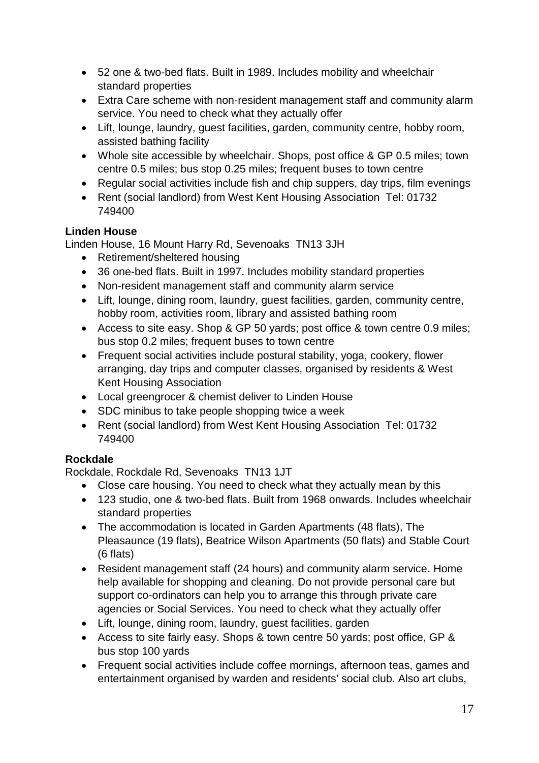- 52 one & two-bed flats. Built in 1989. Includes mobility and wheelchair standard properties
- Extra Care scheme with non-resident management staff and community alarm service. You need to check what they actually offer
- Lift, lounge, laundry, guest facilities, garden, community centre, hobby room, assisted bathing facility
- Whole site accessible by wheelchair. Shops, post office & GP 0.5 miles; town centre 0.5 miles; bus stop 0.25 miles; frequent buses to town centre
- Regular social activities include fish and chip suppers, day trips, film evenings
- Rent (social landlord) from West Kent Housing Association Tel: 01732 749400

**Linden House**

Linden House, 16 Mount Harry Rd, Sevenoaks TN13 3JH

- Retirement/sheltered housing
- 36 one-bed flats. Built in 1997. Includes mobility standard properties
- Non-resident management staff and community alarm service
- Lift, lounge, dining room, laundry, guest facilities, garden, community centre, hobby room, activities room, library and assisted bathing room
- Access to site easy. Shop & GP 50 yards; post office & town centre 0.9 miles; bus stop 0.2 miles; frequent buses to town centre
- Frequent social activities include postural stability, yoga, cookery, flower arranging, day trips and computer classes, organised by residents & West Kent Housing Association
- Local greengrocer & chemist deliver to Linden House
- SDC minibus to take people shopping twice a week
- Rent (social landlord) from West Kent Housing Association Tel: 01732 749400

**Rockdale**

Rockdale, Rockdale Rd, Sevenoaks TN13 1JT

- Close care housing. You need to check what they actually mean by this
- 123 studio, one & two-bed flats. Built from 1968 onwards. Includes wheelchair standard properties
- The accommodation is located in Garden Apartments (48 flats), The Pleasaunce (19 flats), Beatrice Wilson Apartments (50 flats) and Stable Court (6 flats)
- Resident management staff (24 hours) and community alarm service. Home help available for shopping and cleaning. Do not provide personal care but support co-ordinators can help you to arrange this through private care agencies or Social Services. You need to check what they actually offer
- Lift, lounge, dining room, laundry, guest facilities, garden
- Access to site fairly easy. Shops & town centre 50 yards; post office, GP & bus stop 100 yards
- Frequent social activities include coffee mornings, afternoon teas, games and entertainment organised by warden and residents' social club. Also art clubs,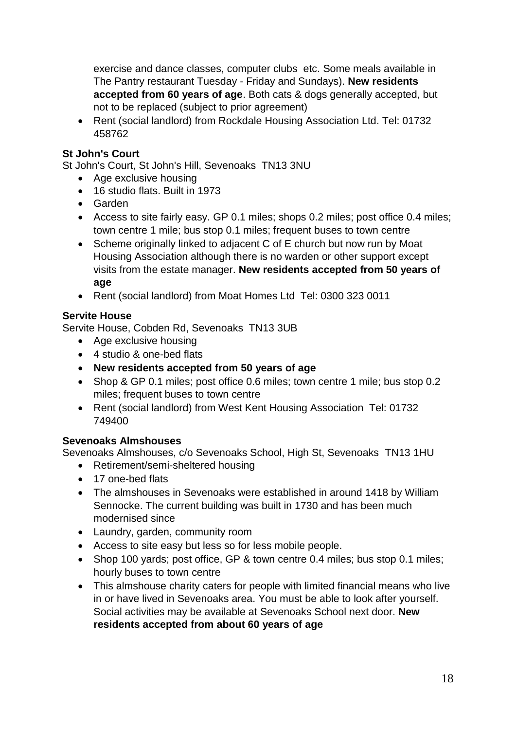exercise and dance classes, computer clubs etc. Some meals available in The Pantry restaurant Tuesday - Friday and Sundays). **New residents accepted from 60 years of age**. Both cats & dogs generally accepted, but not to be replaced (subject to prior agreement)

- Rent (social landlord) from Rockdale Housing Association Ltd. Tel: 01732 458762

**St John's Court**

St John's Court, St John's Hill, Sevenoaks TN13 3NU

- Age exclusive housing
- 16 studio flats. Built in 1973
- Garden
- Access to site fairly easy. GP 0.1 miles; shops 0.2 miles; post office 0.4 miles; town centre 1 mile; bus stop 0.1 miles; frequent buses to town centre
- Scheme originally linked to adjacent C of E church but now run by Moat Housing Association although there is no warden or other support except visits from the estate manager. **New residents accepted from 50 years of age**
- Rent (social landlord) from Moat Homes Ltd Tel: 0300 323 0011

**Servite House**

Servite House, Cobden Rd, Sevenoaks TN13 3UB

- Age exclusive housing
- 4 studio & one-bed flats
- **New residents accepted from 50 years of age**
- Shop & GP 0.1 miles; post office 0.6 miles; town centre 1 mile; bus stop 0.2 miles; frequent buses to town centre
- Rent (social landlord) from West Kent Housing Association Tel: 01732 749400

**Sevenoaks Almshouses**

Sevenoaks Almshouses, c/o Sevenoaks School, High St, Sevenoaks TN13 1HU

- Retirement/semi-sheltered housing
- 17 one-bed flats
- The almshouses in Sevenoaks were established in around 1418 by William Sennocke. The current building was built in 1730 and has been much modernised since
- Laundry, garden, community room
- Access to site easy but less so for less mobile people.
- Shop 100 yards; post office, GP & town centre 0.4 miles; bus stop 0.1 miles; hourly buses to town centre
- This almshouse charity caters for people with limited financial means who live in or have lived in Sevenoaks area. You must be able to look after yourself. Social activities may be available at Sevenoaks School next door. **New residents accepted from about 60 years of age**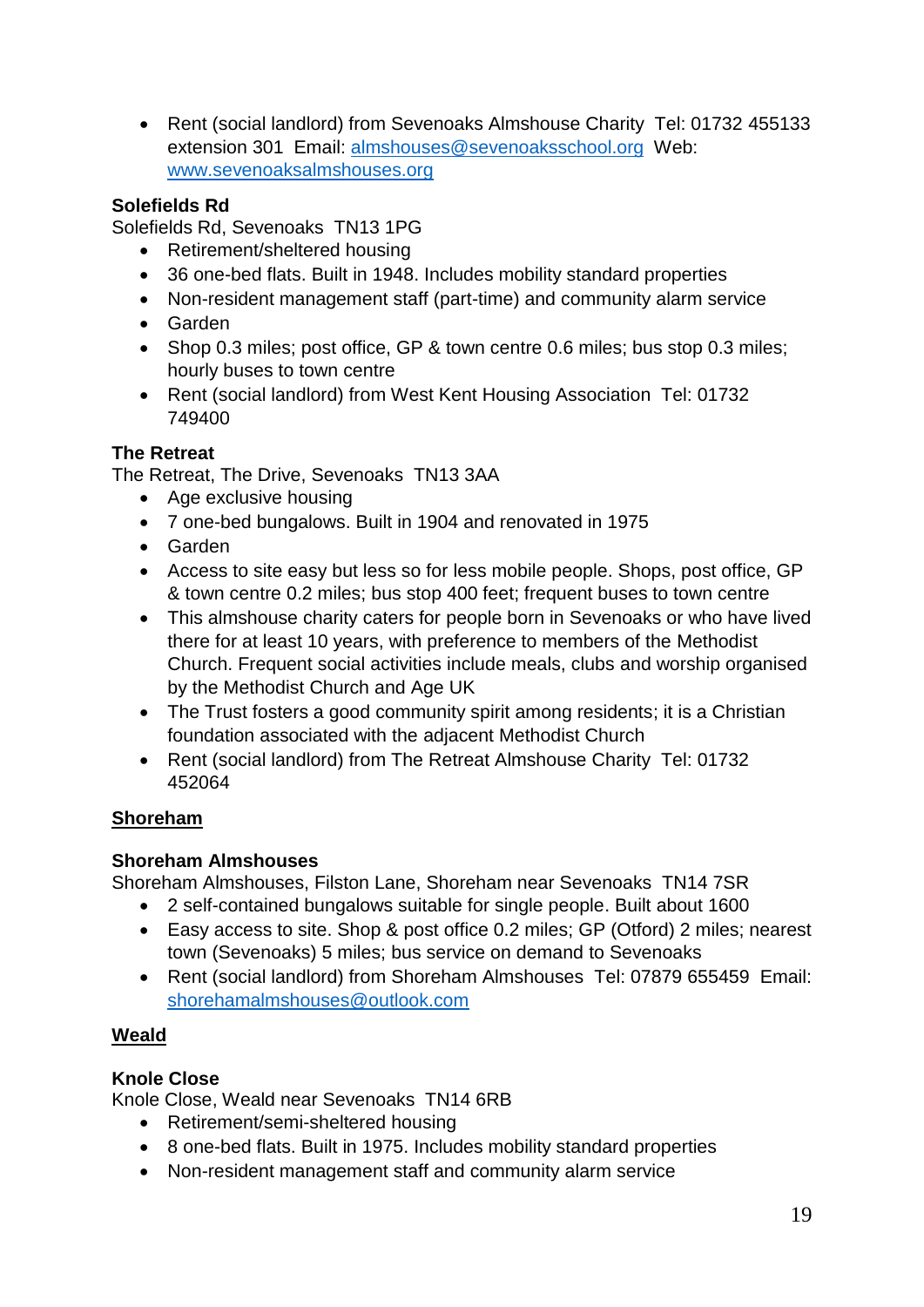- Rent (social landlord) from Sevenoaks Almshouse Charity  Tel: 01732 455133 extension 301  Email: almshouses@sevenoaksschool.org  Web: www.sevenoaksalmshouses.org

**Solefields Rd**
Solefields Rd, Sevenoaks  TN13 1PG

- Retirement/sheltered housing
- 36 one-bed flats. Built in 1948. Includes mobility standard properties
- Non-resident management staff (part-time) and community alarm service
- Garden
- Shop 0.3 miles; post office, GP & town centre 0.6 miles; bus stop 0.3 miles; hourly buses to town centre
- Rent (social landlord) from West Kent Housing Association  Tel: 01732 749400

**The Retreat**
The Retreat, The Drive, Sevenoaks  TN13 3AA

- Age exclusive housing
- 7 one-bed bungalows. Built in 1904 and renovated in 1975
- Garden
- Access to site easy but less so for less mobile people. Shops, post office, GP & town centre 0.2 miles; bus stop 400 feet; frequent buses to town centre
- This almshouse charity caters for people born in Sevenoaks or who have lived there for at least 10 years, with preference to members of the Methodist Church. Frequent social activities include meals, clubs and worship organised by the Methodist Church and Age UK
- The Trust fosters a good community spirit among residents; it is a Christian foundation associated with the adjacent Methodist Church
- Rent (social landlord) from The Retreat Almshouse Charity  Tel: 01732 452064

## Shoreham

**Shoreham Almshouses**
Shoreham Almshouses, Filston Lane, Shoreham near Sevenoaks  TN14 7SR

- 2 self-contained bungalows suitable for single people. Built about 1600
- Easy access to site. Shop & post office 0.2 miles; GP (Otford) 2 miles; nearest town (Sevenoaks) 5 miles; bus service on demand to Sevenoaks
- Rent (social landlord) from Shoreham Almshouses  Tel: 07879 655459  Email: shorehamalmshouses@outlook.com

## Weald

**Knole Close**
Knole Close, Weald near Sevenoaks  TN14 6RB

- Retirement/semi-sheltered housing
- 8 one-bed flats. Built in 1975. Includes mobility standard properties
- Non-resident management staff and community alarm service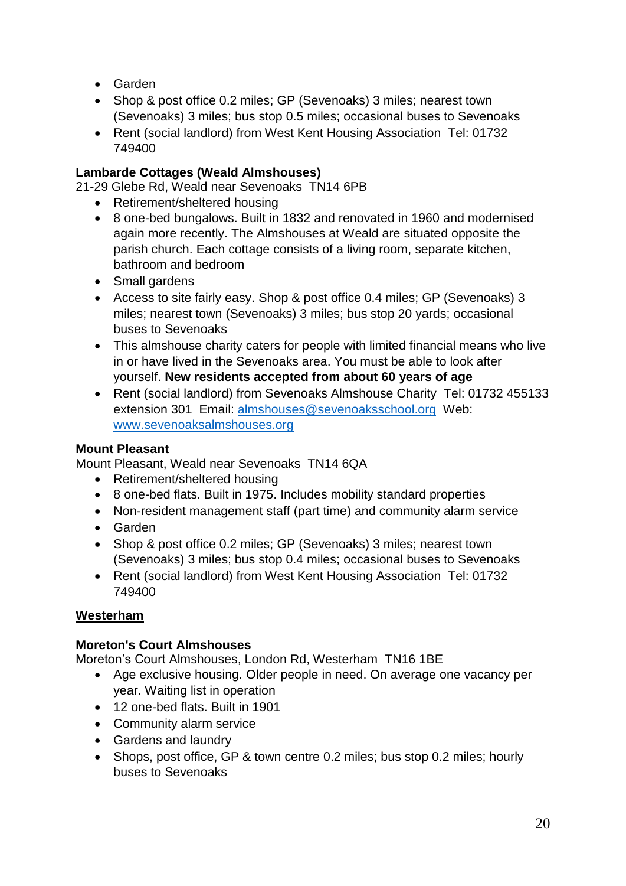- Garden
- Shop & post office 0.2 miles; GP (Sevenoaks) 3 miles; nearest town (Sevenoaks) 3 miles; bus stop 0.5 miles; occasional buses to Sevenoaks
- Rent (social landlord) from West Kent Housing Association Tel: 01732 749400

**Lambarde Cottages (Weald Almshouses)**
21-29 Glebe Rd, Weald near Sevenoaks TN14 6PB

- Retirement/sheltered housing
- 8 one-bed bungalows. Built in 1832 and renovated in 1960 and modernised again more recently. The Almshouses at Weald are situated opposite the parish church. Each cottage consists of a living room, separate kitchen, bathroom and bedroom
- Small gardens
- Access to site fairly easy. Shop & post office 0.4 miles; GP (Sevenoaks) 3 miles; nearest town (Sevenoaks) 3 miles; bus stop 20 yards; occasional buses to Sevenoaks
- This almshouse charity caters for people with limited financial means who live in or have lived in the Sevenoaks area. You must be able to look after yourself. **New residents accepted from about 60 years of age**
- Rent (social landlord) from Sevenoaks Almshouse Charity Tel: 01732 455133 extension 301 Email: [almshouses@sevenoaksschool.org](mailto:almshouses@sevenoaksschool.org) Web: [www.sevenoaksalmshouses.org](http://www.sevenoaksalmshouses.org)

**Mount Pleasant**
Mount Pleasant, Weald near Sevenoaks TN14 6QA

- Retirement/sheltered housing
- 8 one-bed flats. Built in 1975. Includes mobility standard properties
- Non-resident management staff (part time) and community alarm service
- Garden
- Shop & post office 0.2 miles; GP (Sevenoaks) 3 miles; nearest town (Sevenoaks) 3 miles; bus stop 0.4 miles; occasional buses to Sevenoaks
- Rent (social landlord) from West Kent Housing Association Tel: 01732 749400

## Westerham

**Moreton's Court Almshouses**
Moreton's Court Almshouses, London Rd, Westerham TN16 1BE

- Age exclusive housing. Older people in need. On average one vacancy per year. Waiting list in operation
- 12 one-bed flats. Built in 1901
- Community alarm service
- Gardens and laundry
- Shops, post office, GP & town centre 0.2 miles; bus stop 0.2 miles; hourly buses to Sevenoaks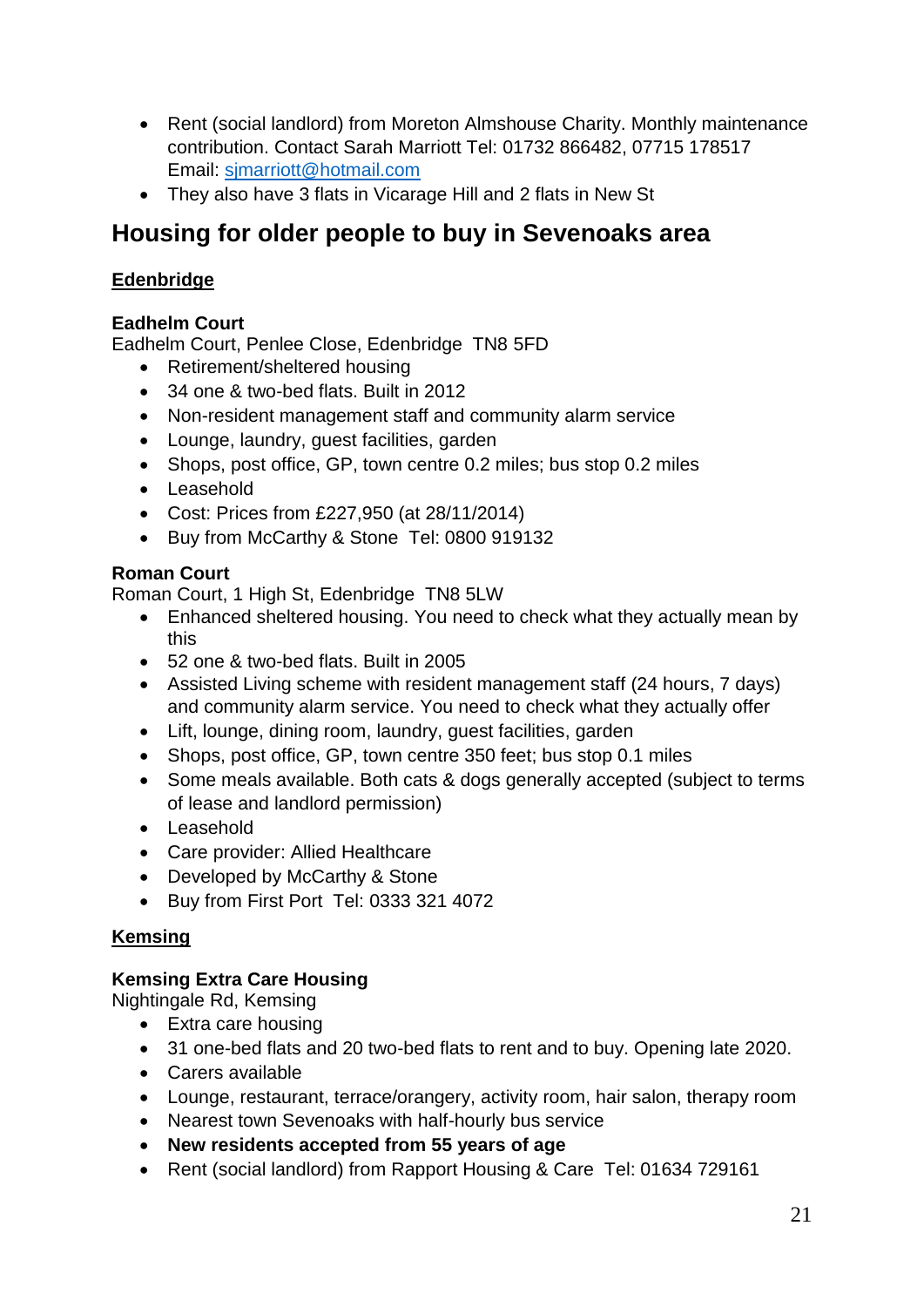- Rent (social landlord) from Moreton Almshouse Charity. Monthly maintenance contribution. Contact Sarah Marriott Tel: 01732 866482, 07715 178517 Email: sjmarriott@hotmail.com
- They also have 3 flats in Vicarage Hill and 2 flats in New St

## Housing for older people to buy in Sevenoaks area

### Edenbridge

**Eadhelm Court**
Eadhelm Court, Penlee Close, Edenbridge TN8 5FD

- Retirement/sheltered housing
- 34 one & two-bed flats. Built in 2012
- Non-resident management staff and community alarm service
- Lounge, laundry, guest facilities, garden
- Shops, post office, GP, town centre 0.2 miles; bus stop 0.2 miles
- Leasehold
- Cost: Prices from £227,950 (at 28/11/2014)
- Buy from McCarthy & Stone Tel: 0800 919132

**Roman Court**
Roman Court, 1 High St, Edenbridge TN8 5LW

- Enhanced sheltered housing. You need to check what they actually mean by this
- 52 one & two-bed flats. Built in 2005
- Assisted Living scheme with resident management staff (24 hours, 7 days) and community alarm service. You need to check what they actually offer
- Lift, lounge, dining room, laundry, guest facilities, garden
- Shops, post office, GP, town centre 350 feet; bus stop 0.1 miles
- Some meals available. Both cats & dogs generally accepted (subject to terms of lease and landlord permission)
- Leasehold
- Care provider: Allied Healthcare
- Developed by McCarthy & Stone
- Buy from First Port Tel: 0333 321 4072

### Kemsing

**Kemsing Extra Care Housing**
Nightingale Rd, Kemsing

- Extra care housing
- 31 one-bed flats and 20 two-bed flats to rent and to buy. Opening late 2020.
- Carers available
- Lounge, restaurant, terrace/orangery, activity room, hair salon, therapy room
- Nearest town Sevenoaks with half-hourly bus service
- **New residents accepted from 55 years of age**
- Rent (social landlord) from Rapport Housing & Care Tel: 01634 729161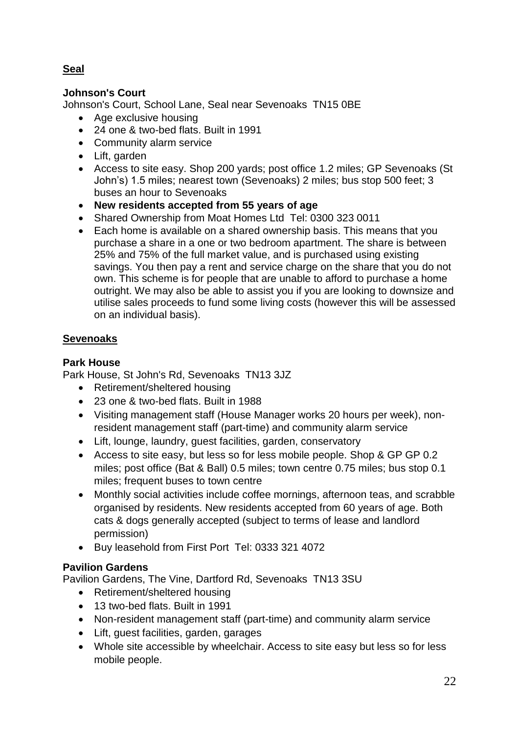## Seal

### Johnson's Court

Johnson's Court, School Lane, Seal near Sevenoaks TN15 0BE

- Age exclusive housing
- 24 one & two-bed flats. Built in 1991
- Community alarm service
- Lift, garden
- Access to site easy. Shop 200 yards; post office 1.2 miles; GP Sevenoaks (St John's) 1.5 miles; nearest town (Sevenoaks) 2 miles; bus stop 500 feet; 3 buses an hour to Sevenoaks
- **New residents accepted from 55 years of age**
- Shared Ownership from Moat Homes Ltd Tel: 0300 323 0011
- Each home is available on a shared ownership basis. This means that you purchase a share in a one or two bedroom apartment. The share is between 25% and 75% of the full market value, and is purchased using existing savings. You then pay a rent and service charge on the share that you do not own. This scheme is for people that are unable to afford to purchase a home outright. We may also be able to assist you if you are looking to downsize and utilise sales proceeds to fund some living costs (however this will be assessed on an individual basis).

## Sevenoaks

### Park House

Park House, St John's Rd, Sevenoaks TN13 3JZ

- Retirement/sheltered housing
- 23 one & two-bed flats. Built in 1988
- Visiting management staff (House Manager works 20 hours per week), non-resident management staff (part-time) and community alarm service
- Lift, lounge, laundry, guest facilities, garden, conservatory
- Access to site easy, but less so for less mobile people. Shop & GP GP 0.2 miles; post office (Bat & Ball) 0.5 miles; town centre 0.75 miles; bus stop 0.1 miles; frequent buses to town centre
- Monthly social activities include coffee mornings, afternoon teas, and scrabble organised by residents. New residents accepted from 60 years of age. Both cats & dogs generally accepted (subject to terms of lease and landlord permission)
- Buy leasehold from First Port Tel: 0333 321 4072

### Pavilion Gardens

Pavilion Gardens, The Vine, Dartford Rd, Sevenoaks TN13 3SU

- Retirement/sheltered housing
- 13 two-bed flats. Built in 1991
- Non-resident management staff (part-time) and community alarm service
- Lift, guest facilities, garden, garages
- Whole site accessible by wheelchair. Access to site easy but less so for less mobile people.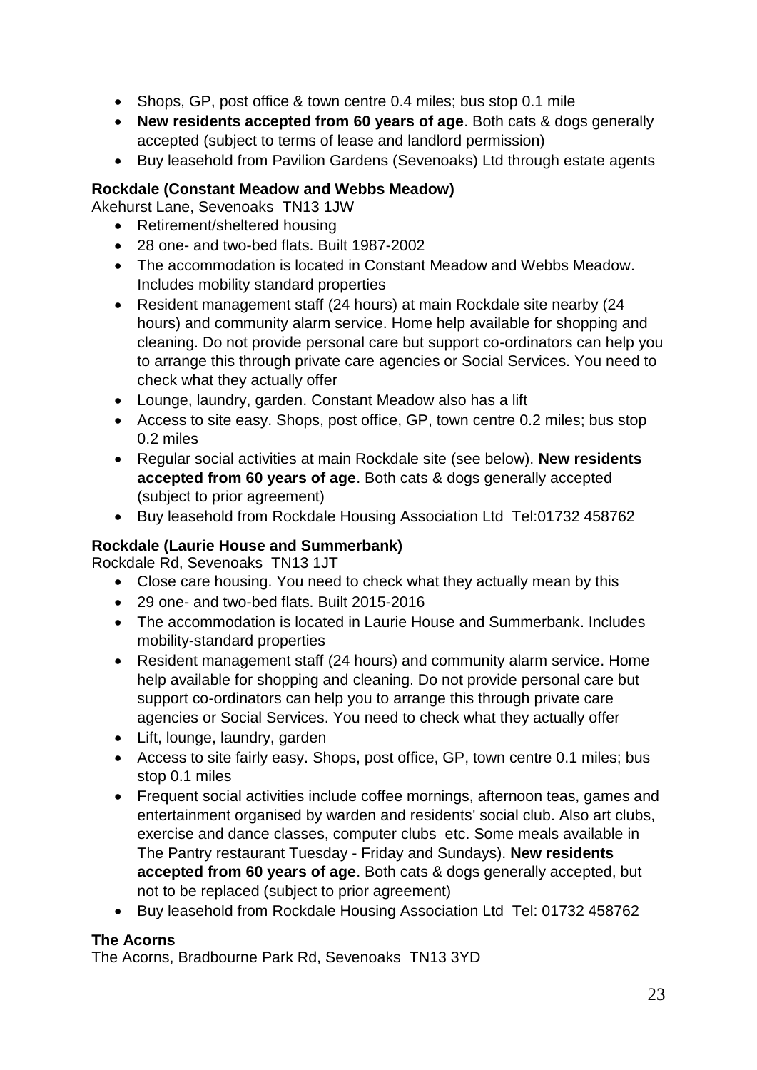- Shops, GP, post office & town centre 0.4 miles; bus stop 0.1 mile
- **New residents accepted from 60 years of age**. Both cats & dogs generally accepted (subject to terms of lease and landlord permission)
- Buy leasehold from Pavilion Gardens (Sevenoaks) Ltd through estate agents

**Rockdale (Constant Meadow and Webbs Meadow)**
Akehurst Lane, Sevenoaks TN13 1JW

- Retirement/sheltered housing
- 28 one- and two-bed flats. Built 1987-2002
- The accommodation is located in Constant Meadow and Webbs Meadow. Includes mobility standard properties
- Resident management staff (24 hours) at main Rockdale site nearby (24 hours) and community alarm service. Home help available for shopping and cleaning. Do not provide personal care but support co-ordinators can help you to arrange this through private care agencies or Social Services. You need to check what they actually offer
- Lounge, laundry, garden. Constant Meadow also has a lift
- Access to site easy. Shops, post office, GP, town centre 0.2 miles; bus stop 0.2 miles
- Regular social activities at main Rockdale site (see below). **New residents accepted from 60 years of age**. Both cats & dogs generally accepted (subject to prior agreement)
- Buy leasehold from Rockdale Housing Association Ltd Tel:01732 458762

**Rockdale (Laurie House and Summerbank)**
Rockdale Rd, Sevenoaks TN13 1JT

- Close care housing. You need to check what they actually mean by this
- 29 one- and two-bed flats. Built 2015-2016
- The accommodation is located in Laurie House and Summerbank. Includes mobility-standard properties
- Resident management staff (24 hours) and community alarm service. Home help available for shopping and cleaning. Do not provide personal care but support co-ordinators can help you to arrange this through private care agencies or Social Services. You need to check what they actually offer
- Lift, lounge, laundry, garden
- Access to site fairly easy. Shops, post office, GP, town centre 0.1 miles; bus stop 0.1 miles
- Frequent social activities include coffee mornings, afternoon teas, games and entertainment organised by warden and residents' social club. Also art clubs, exercise and dance classes, computer clubs etc. Some meals available in The Pantry restaurant Tuesday - Friday and Sundays). **New residents accepted from 60 years of age**. Both cats & dogs generally accepted, but not to be replaced (subject to prior agreement)
- Buy leasehold from Rockdale Housing Association Ltd Tel: 01732 458762

**The Acorns**
The Acorns, Bradbourne Park Rd, Sevenoaks TN13 3YD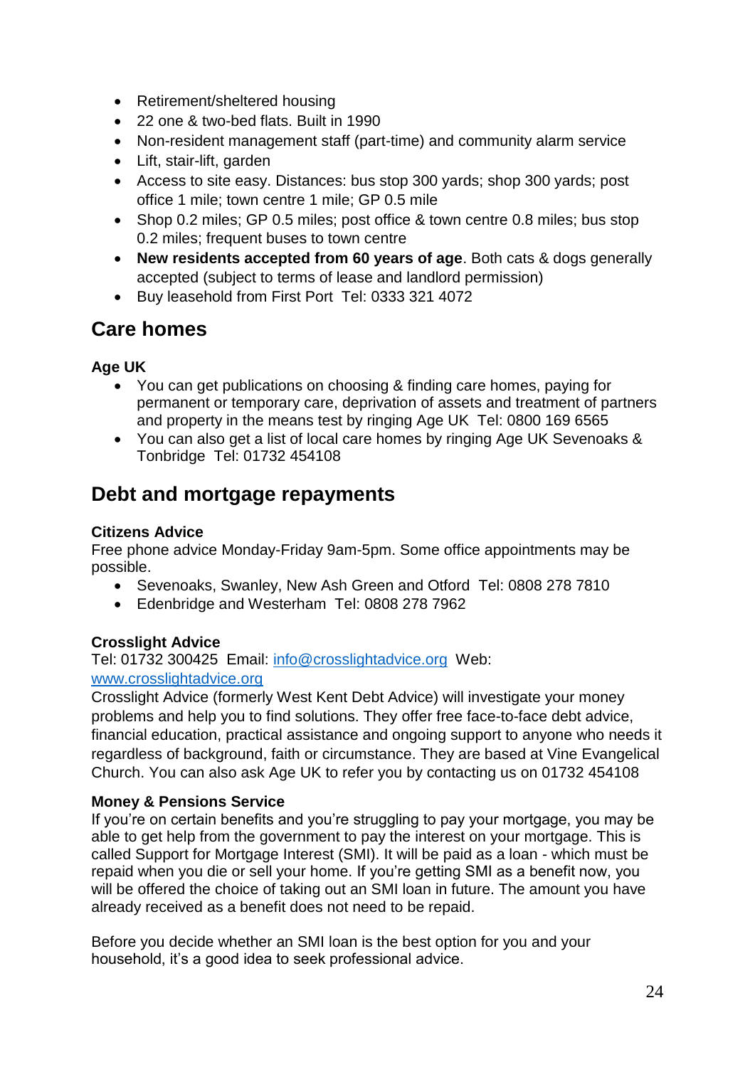- Retirement/sheltered housing
- 22 one & two-bed flats. Built in 1990
- Non-resident management staff (part-time) and community alarm service
- Lift, stair-lift, garden
- Access to site easy. Distances: bus stop 300 yards; shop 300 yards; post office 1 mile; town centre 1 mile; GP 0.5 mile
- Shop 0.2 miles; GP 0.5 miles; post office & town centre 0.8 miles; bus stop 0.2 miles; frequent buses to town centre
- **New residents accepted from 60 years of age**. Both cats & dogs generally accepted (subject to terms of lease and landlord permission)
- Buy leasehold from First Port Tel: 0333 321 4072

## Care homes

**Age UK**

- You can get publications on choosing & finding care homes, paying for permanent or temporary care, deprivation of assets and treatment of partners and property in the means test by ringing Age UK Tel: 0800 169 6565
- You can also get a list of local care homes by ringing Age UK Sevenoaks & Tonbridge Tel: 01732 454108

## Debt and mortgage repayments

**Citizens Advice**

Free phone advice Monday-Friday 9am-5pm. Some office appointments may be possible.

- Sevenoaks, Swanley, New Ash Green and Otford Tel: 0808 278 7810
- Edenbridge and Westerham Tel: 0808 278 7962

**Crosslight Advice**

Tel: 01732 300425 Email: info@crosslightadvice.org Web: www.crosslightadvice.org

Crosslight Advice (formerly West Kent Debt Advice) will investigate your money problems and help you to find solutions. They offer free face-to-face debt advice, financial education, practical assistance and ongoing support to anyone who needs it regardless of background, faith or circumstance. They are based at Vine Evangelical Church. You can also ask Age UK to refer you by contacting us on 01732 454108

**Money & Pensions Service**

If you're on certain benefits and you're struggling to pay your mortgage, you may be able to get help from the government to pay the interest on your mortgage. This is called Support for Mortgage Interest (SMI). It will be paid as a loan - which must be repaid when you die or sell your home. If you're getting SMI as a benefit now, you will be offered the choice of taking out an SMI loan in future. The amount you have already received as a benefit does not need to be repaid.

Before you decide whether an SMI loan is the best option for you and your household, it's a good idea to seek professional advice.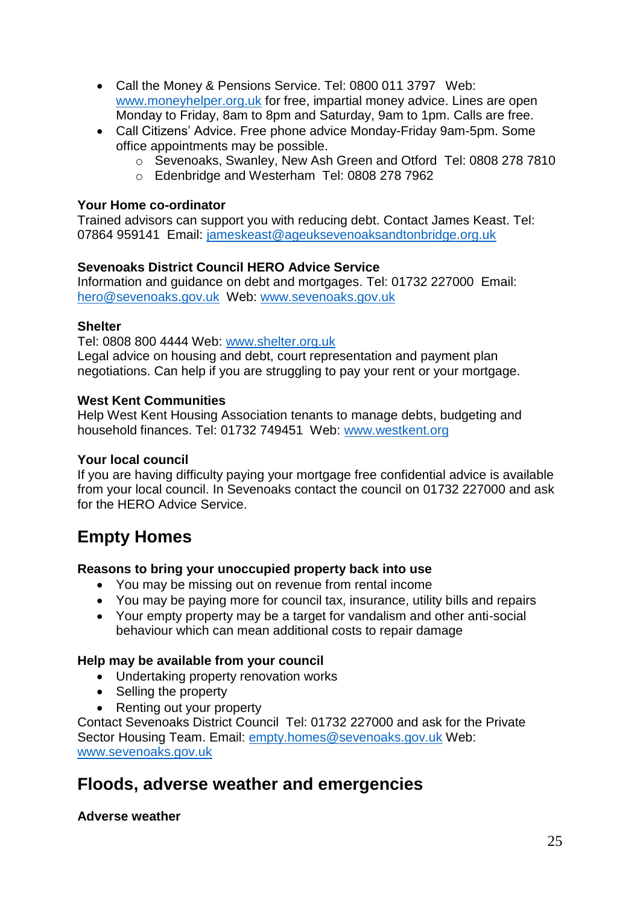- Call the Money & Pensions Service. Tel: 0800 011 3797 Web: www.moneyhelper.org.uk for free, impartial money advice. Lines are open Monday to Friday, 8am to 8pm and Saturday, 9am to 1pm. Calls are free.
- Call Citizens' Advice. Free phone advice Monday-Friday 9am-5pm. Some office appointments may be possible.
  - Sevenoaks, Swanley, New Ash Green and Otford Tel: 0808 278 7810
  - Edenbridge and Westerham Tel: 0808 278 7962

**Your Home co-ordinator**
Trained advisors can support you with reducing debt. Contact James Keast. Tel: 07864 959141 Email: jameskeast@ageuksevenoaksandtonbridge.org.uk

**Sevenoaks District Council HERO Advice Service**
Information and guidance on debt and mortgages. Tel: 01732 227000 Email: hero@sevenoaks.gov.uk Web: www.sevenoaks.gov.uk

**Shelter**
Tel: 0808 800 4444 Web: www.shelter.org.uk
Legal advice on housing and debt, court representation and payment plan negotiations. Can help if you are struggling to pay your rent or your mortgage.

**West Kent Communities**
Help West Kent Housing Association tenants to manage debts, budgeting and household finances. Tel: 01732 749451 Web: www.westkent.org

**Your local council**
If you are having difficulty paying your mortgage free confidential advice is available from your local council. In Sevenoaks contact the council on 01732 227000 and ask for the HERO Advice Service.

## Empty Homes

**Reasons to bring your unoccupied property back into use**

- You may be missing out on revenue from rental income
- You may be paying more for council tax, insurance, utility bills and repairs
- Your empty property may be a target for vandalism and other anti-social behaviour which can mean additional costs to repair damage

**Help may be available from your council**

- Undertaking property renovation works
- Selling the property
- Renting out your property

Contact Sevenoaks District Council Tel: 01732 227000 and ask for the Private Sector Housing Team. Email: empty.homes@sevenoaks.gov.uk Web: www.sevenoaks.gov.uk

## Floods, adverse weather and emergencies

**Adverse weather**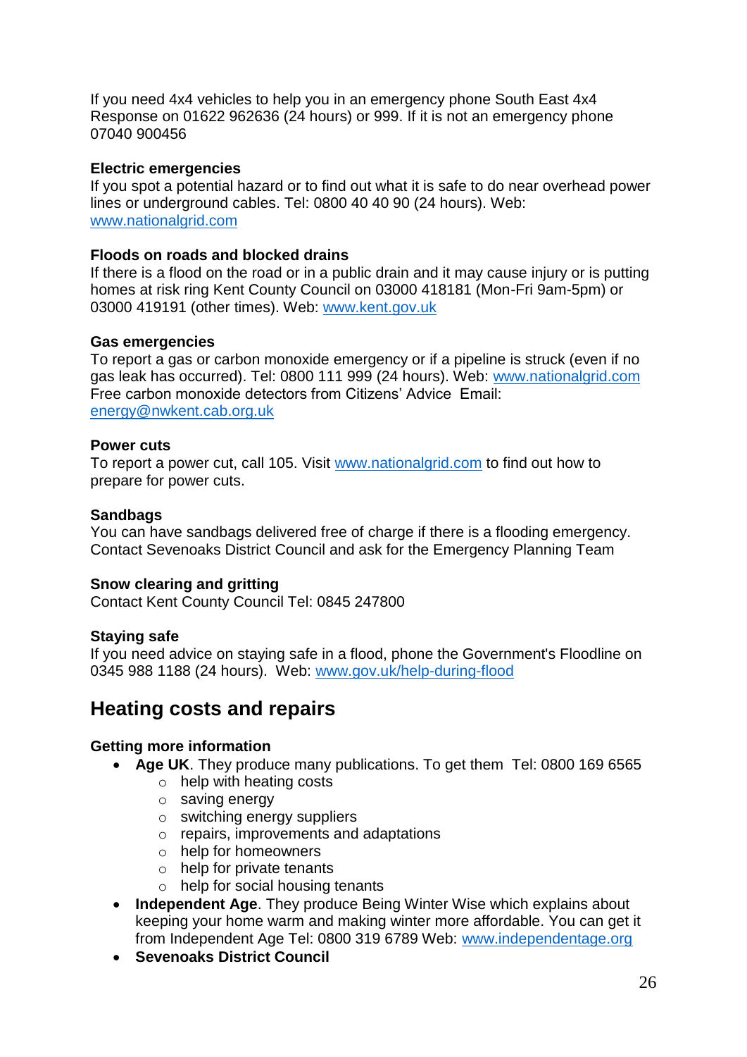If you need 4x4 vehicles to help you in an emergency phone South East 4x4 Response on 01622 962636 (24 hours) or 999. If it is not an emergency phone 07040 900456

**Electric emergencies**
If you spot a potential hazard or to find out what it is safe to do near overhead power lines or underground cables. Tel: 0800 40 40 90 (24 hours). Web: www.nationalgrid.com

**Floods on roads and blocked drains**
If there is a flood on the road or in a public drain and it may cause injury or is putting homes at risk ring Kent County Council on 03000 418181 (Mon-Fri 9am-5pm) or 03000 419191 (other times). Web: www.kent.gov.uk

**Gas emergencies**
To report a gas or carbon monoxide emergency or if a pipeline is struck (even if no gas leak has occurred). Tel: 0800 111 999 (24 hours). Web: www.nationalgrid.com
Free carbon monoxide detectors from Citizens' Advice Email: energy@nwkent.cab.org.uk

**Power cuts**
To report a power cut, call 105. Visit www.nationalgrid.com to find out how to prepare for power cuts.

**Sandbags**
You can have sandbags delivered free of charge if there is a flooding emergency. Contact Sevenoaks District Council and ask for the Emergency Planning Team

**Snow clearing and gritting**
Contact Kent County Council Tel: 0845 247800

**Staying safe**
If you need advice on staying safe in a flood, phone the Government's Floodline on 0345 988 1188 (24 hours). Web: www.gov.uk/help-during-flood

## Heating costs and repairs

**Getting more information**

- **Age UK**. They produce many publications. To get them Tel: 0800 169 6565
  - help with heating costs
  - saving energy
  - switching energy suppliers
  - repairs, improvements and adaptations
  - help for homeowners
  - help for private tenants
  - help for social housing tenants
- **Independent Age**. They produce Being Winter Wise which explains about keeping your home warm and making winter more affordable. You can get it from Independent Age Tel: 0800 319 6789 Web: www.independentage.org
- **Sevenoaks District Council**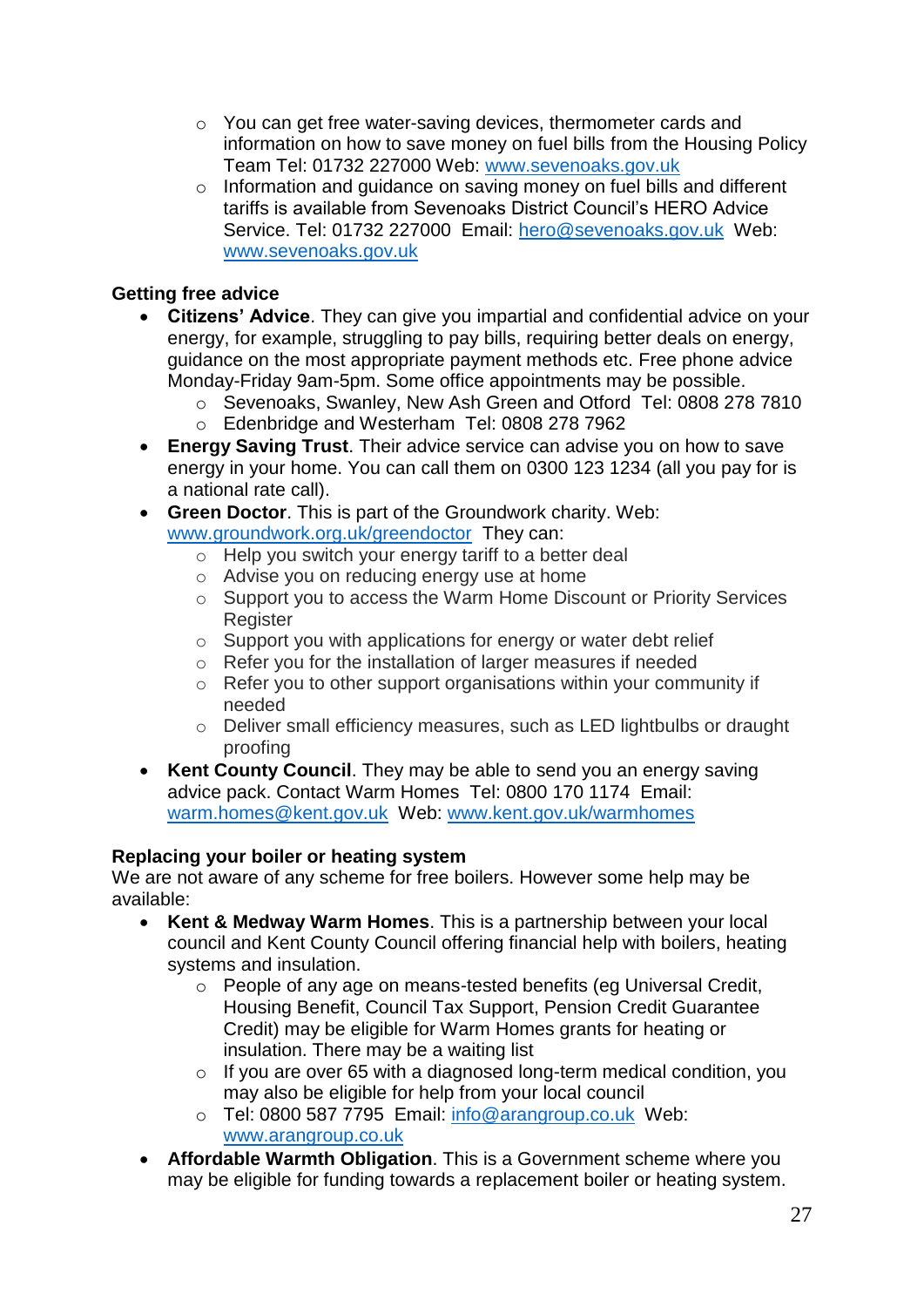- You can get free water-saving devices, thermometer cards and information on how to save money on fuel bills from the Housing Policy Team Tel: 01732 227000 Web: www.sevenoaks.gov.uk
  - Information and guidance on saving money on fuel bills and different tariffs is available from Sevenoaks District Council's HERO Advice Service. Tel: 01732 227000 Email: hero@sevenoaks.gov.uk Web: www.sevenoaks.gov.uk

**Getting free advice**

- **Citizens' Advice**. They can give you impartial and confidential advice on your energy, for example, struggling to pay bills, requiring better deals on energy, guidance on the most appropriate payment methods etc. Free phone advice Monday-Friday 9am-5pm. Some office appointments may be possible.
  - Sevenoaks, Swanley, New Ash Green and Otford Tel: 0808 278 7810
  - Edenbridge and Westerham Tel: 0808 278 7962
- **Energy Saving Trust**. Their advice service can advise you on how to save energy in your home. You can call them on 0300 123 1234 (all you pay for is a national rate call).
- **Green Doctor**. This is part of the Groundwork charity. Web: www.groundwork.org.uk/greendoctor They can:
  - Help you switch your energy tariff to a better deal
  - Advise you on reducing energy use at home
  - Support you to access the Warm Home Discount or Priority Services Register
  - Support you with applications for energy or water debt relief
  - Refer you for the installation of larger measures if needed
  - Refer you to other support organisations within your community if needed
  - Deliver small efficiency measures, such as LED lightbulbs or draught proofing
- **Kent County Council**. They may be able to send you an energy saving advice pack. Contact Warm Homes Tel: 0800 170 1174 Email: warm.homes@kent.gov.uk Web: www.kent.gov.uk/warmhomes

**Replacing your boiler or heating system**

We are not aware of any scheme for free boilers. However some help may be available:

- **Kent & Medway Warm Homes**. This is a partnership between your local council and Kent County Council offering financial help with boilers, heating systems and insulation.
  - People of any age on means-tested benefits (eg Universal Credit, Housing Benefit, Council Tax Support, Pension Credit Guarantee Credit) may be eligible for Warm Homes grants for heating or insulation. There may be a waiting list
  - If you are over 65 with a diagnosed long-term medical condition, you may also be eligible for help from your local council
  - Tel: 0800 587 7795 Email: info@arangroup.co.uk Web: www.arangroup.co.uk
- **Affordable Warmth Obligation**. This is a Government scheme where you may be eligible for funding towards a replacement boiler or heating system.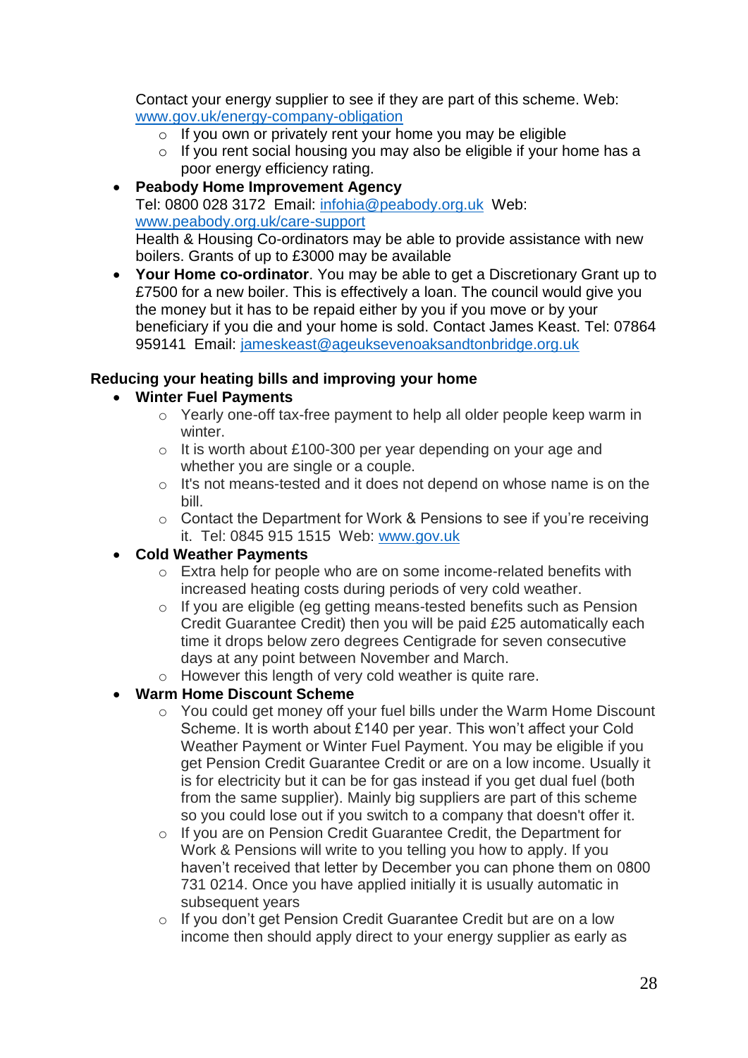Contact your energy supplier to see if they are part of this scheme. Web: [www.gov.uk/energy-company-obligation](http://www.gov.uk/energy-company-obligation)

- If you own or privately rent your home you may be eligible
- If you rent social housing you may also be eligible if your home has a poor energy efficiency rating.

- **Peabody Home Improvement Agency**
  Tel: 0800 028 3172  Email: [infohia@peabody.org.uk](mailto:infohia@peabody.org.uk)  Web: [www.peabody.org.uk/care-support](http://www.peabody.org.uk/care-support)
  Health & Housing Co-ordinators may be able to provide assistance with new boilers. Grants of up to £3000 may be available
- **Your Home co-ordinator**. You may be able to get a Discretionary Grant up to £7500 for a new boiler. This is effectively a loan. The council would give you the money but it has to be repaid either by you if you move or by your beneficiary if you die and your home is sold. Contact James Keast. Tel: 07864 959141  Email: [jameskeast@ageuksevenoaksandtonbridge.org.uk](mailto:jameskeast@ageuksevenoaksandtonbridge.org.uk)

### Reducing your heating bills and improving your home

- **Winter Fuel Payments**
  - Yearly one-off tax-free payment to help all older people keep warm in winter.
  - It is worth about £100-300 per year depending on your age and whether you are single or a couple.
  - It's not means-tested and it does not depend on whose name is on the bill.
  - Contact the Department for Work & Pensions to see if you're receiving it.  Tel: 0845 915 1515  Web: [www.gov.uk](http://www.gov.uk)
- **Cold Weather Payments**
  - Extra help for people who are on some income-related benefits with increased heating costs during periods of very cold weather.
  - If you are eligible (eg getting means-tested benefits such as Pension Credit Guarantee Credit) then you will be paid £25 automatically each time it drops below zero degrees Centigrade for seven consecutive days at any point between November and March.
  - However this length of very cold weather is quite rare.
- **Warm Home Discount Scheme**
  - You could get money off your fuel bills under the Warm Home Discount Scheme. It is worth about £140 per year. This won't affect your Cold Weather Payment or Winter Fuel Payment. You may be eligible if you get Pension Credit Guarantee Credit or are on a low income. Usually it is for electricity but it can be for gas instead if you get dual fuel (both from the same supplier). Mainly big suppliers are part of this scheme so you could lose out if you switch to a company that doesn't offer it.
  - If you are on Pension Credit Guarantee Credit, the Department for Work & Pensions will write to you telling you how to apply. If you haven't received that letter by December you can phone them on 0800 731 0214. Once you have applied initially it is usually automatic in subsequent years
  - If you don't get Pension Credit Guarantee Credit but are on a low income then should apply direct to your energy supplier as early as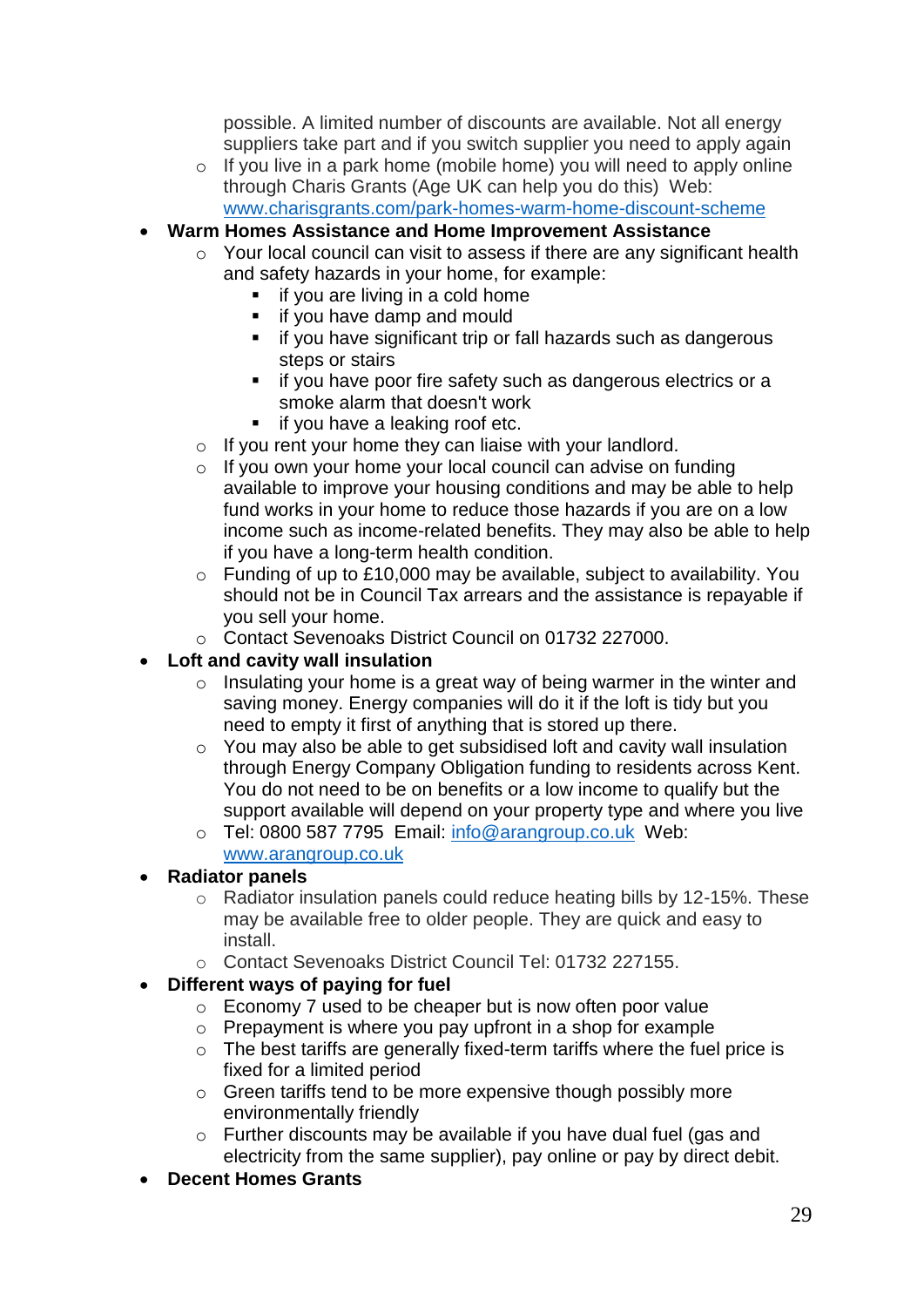possible. A limited number of discounts are available. Not all energy suppliers take part and if you switch supplier you need to apply again
  - If you live in a park home (mobile home) you will need to apply online through Charis Grants (Age UK can help you do this) Web: [www.charisgrants.com/park-homes-warm-home-discount-scheme](www.charisgrants.com/park-homes-warm-home-discount-scheme)

- **Warm Homes Assistance and Home Improvement Assistance**
  - Your local council can visit to assess if there are any significant health and safety hazards in your home, for example:
    - if you are living in a cold home
    - if you have damp and mould
    - if you have significant trip or fall hazards such as dangerous steps or stairs
    - if you have poor fire safety such as dangerous electrics or a smoke alarm that doesn't work
    - if you have a leaking roof etc.
  - If you rent your home they can liaise with your landlord.
  - If you own your home your local council can advise on funding available to improve your housing conditions and may be able to help fund works in your home to reduce those hazards if you are on a low income such as income-related benefits. They may also be able to help if you have a long-term health condition.
  - Funding of up to £10,000 may be available, subject to availability. You should not be in Council Tax arrears and the assistance is repayable if you sell your home.
  - Contact Sevenoaks District Council on 01732 227000.
- **Loft and cavity wall insulation**
  - Insulating your home is a great way of being warmer in the winter and saving money. Energy companies will do it if the loft is tidy but you need to empty it first of anything that is stored up there.
  - You may also be able to get subsidised loft and cavity wall insulation through Energy Company Obligation funding to residents across Kent. You do not need to be on benefits or a low income to qualify but the support available will depend on your property type and where you live
  - Tel: 0800 587 7795 Email: [info@arangroup.co.uk](mailto:info@arangroup.co.uk) Web: [www.arangroup.co.uk](www.arangroup.co.uk)
- **Radiator panels**
  - Radiator insulation panels could reduce heating bills by 12-15%. These may be available free to older people. They are quick and easy to install.
  - Contact Sevenoaks District Council Tel: 01732 227155.
- **Different ways of paying for fuel**
  - Economy 7 used to be cheaper but is now often poor value
  - Prepayment is where you pay upfront in a shop for example
  - The best tariffs are generally fixed-term tariffs where the fuel price is fixed for a limited period
  - Green tariffs tend to be more expensive though possibly more environmentally friendly
  - Further discounts may be available if you have dual fuel (gas and electricity from the same supplier), pay online or pay by direct debit.
- **Decent Homes Grants**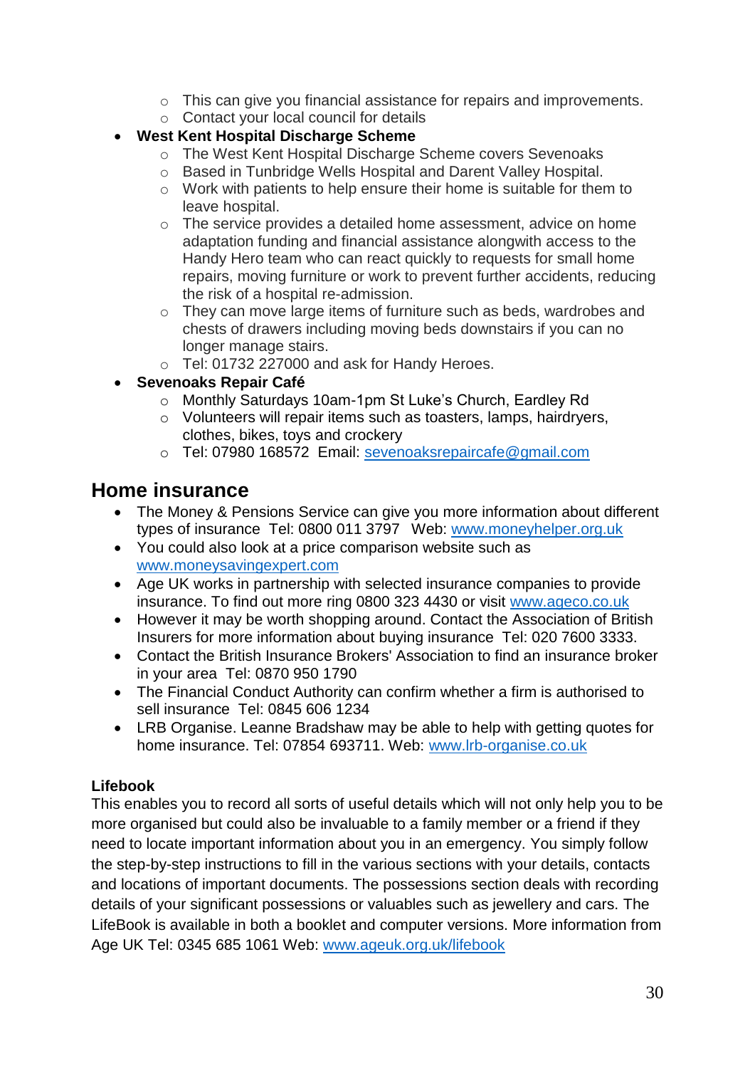- This can give you financial assistance for repairs and improvements.
    - Contact your local council for details
- **West Kent Hospital Discharge Scheme**
    - The West Kent Hospital Discharge Scheme covers Sevenoaks
    - Based in Tunbridge Wells Hospital and Darent Valley Hospital.
    - Work with patients to help ensure their home is suitable for them to leave hospital.
    - The service provides a detailed home assessment, advice on home adaptation funding and financial assistance alongwith access to the Handy Hero team who can react quickly to requests for small home repairs, moving furniture or work to prevent further accidents, reducing the risk of a hospital re-admission.
    - They can move large items of furniture such as beds, wardrobes and chests of drawers including moving beds downstairs if you can no longer manage stairs.
    - Tel: 01732 227000 and ask for Handy Heroes.
- **Sevenoaks Repair Café**
    - Monthly Saturdays 10am-1pm St Luke's Church, Eardley Rd
    - Volunteers will repair items such as toasters, lamps, hairdryers, clothes, bikes, toys and crockery
    - Tel: 07980 168572 Email: sevenoaksrepaircafe@gmail.com

## Home insurance

- The Money & Pensions Service can give you more information about different types of insurance Tel: 0800 011 3797 Web: www.moneyhelper.org.uk
- You could also look at a price comparison website such as www.moneysavingexpert.com
- Age UK works in partnership with selected insurance companies to provide insurance. To find out more ring 0800 323 4430 or visit www.ageco.co.uk
- However it may be worth shopping around. Contact the Association of British Insurers for more information about buying insurance Tel: 020 7600 3333.
- Contact the British Insurance Brokers' Association to find an insurance broker in your area Tel: 0870 950 1790
- The Financial Conduct Authority can confirm whether a firm is authorised to sell insurance Tel: 0845 606 1234
- LRB Organise. Leanne Bradshaw may be able to help with getting quotes for home insurance. Tel: 07854 693711. Web: www.lrb-organise.co.uk

**Lifebook**

This enables you to record all sorts of useful details which will not only help you to be more organised but could also be invaluable to a family member or a friend if they need to locate important information about you in an emergency. You simply follow the step-by-step instructions to fill in the various sections with your details, contacts and locations of important documents. The possessions section deals with recording details of your significant possessions or valuables such as jewellery and cars. The LifeBook is available in both a booklet and computer versions. More information from Age UK Tel: 0345 685 1061 Web: www.ageuk.org.uk/lifebook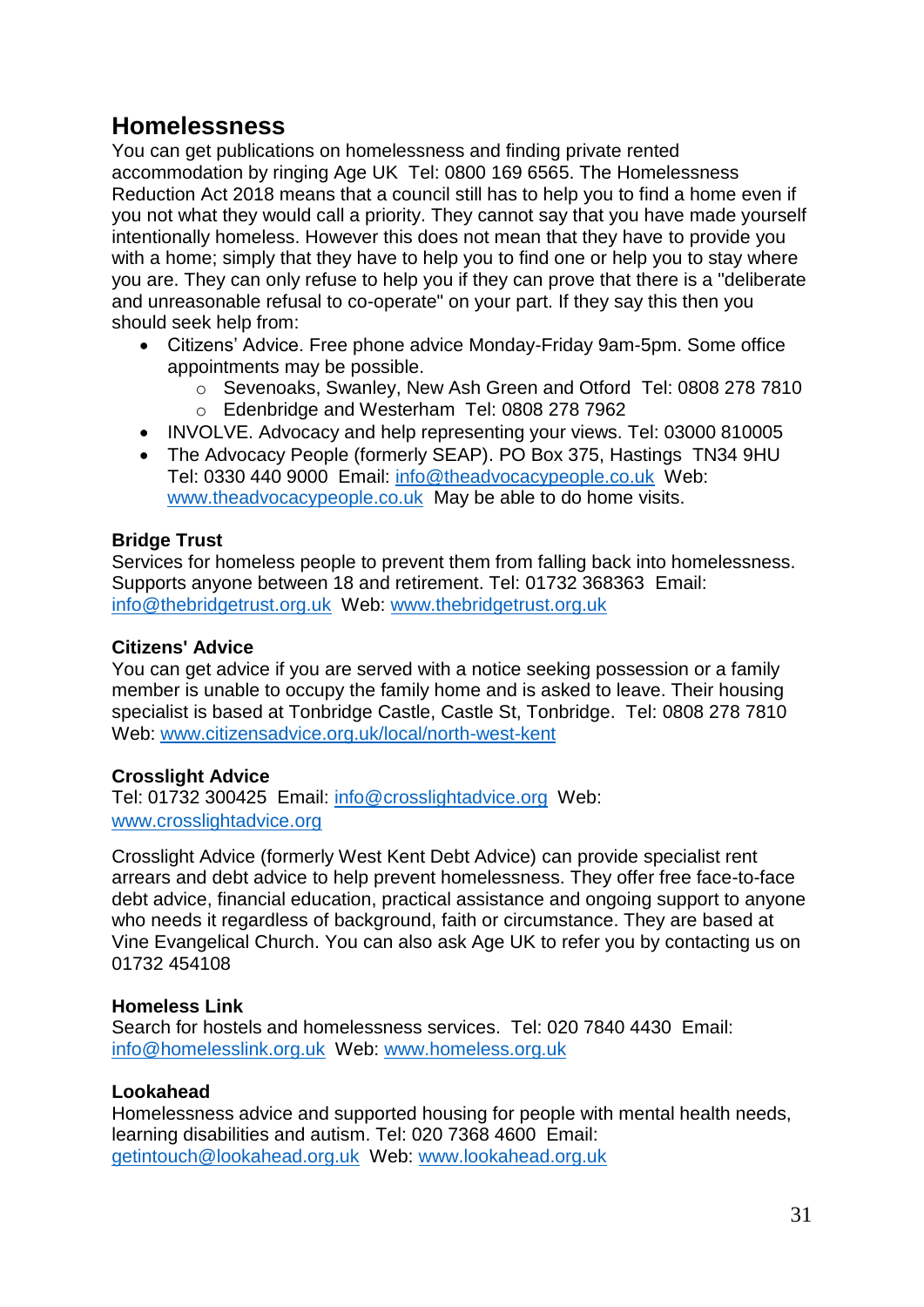## Homelessness

You can get publications on homelessness and finding private rented accommodation by ringing Age UK Tel: 0800 169 6565. The Homelessness Reduction Act 2018 means that a council still has to help you to find a home even if you not what they would call a priority. They cannot say that you have made yourself intentionally homeless. However this does not mean that they have to provide you with a home; simply that they have to help you to find one or help you to stay where you are. They can only refuse to help you if they can prove that there is a "deliberate and unreasonable refusal to co-operate" on your part. If they say this then you should seek help from:

- Citizens' Advice. Free phone advice Monday-Friday 9am-5pm. Some office appointments may be possible.
    - Sevenoaks, Swanley, New Ash Green and Otford Tel: 0808 278 7810
    - Edenbridge and Westerham Tel: 0808 278 7962
- INVOLVE. Advocacy and help representing your views. Tel: 03000 810005
- The Advocacy People (formerly SEAP). PO Box 375, Hastings TN34 9HU Tel: 0330 440 9000 Email: info@theadvocacypeople.co.uk Web: www.theadvocacypeople.co.uk May be able to do home visits.

**Bridge Trust**
Services for homeless people to prevent them from falling back into homelessness. Supports anyone between 18 and retirement. Tel: 01732 368363 Email: info@thebridgetrust.org.uk Web: www.thebridgetrust.org.uk

**Citizens' Advice**
You can get advice if you are served with a notice seeking possession or a family member is unable to occupy the family home and is asked to leave. Their housing specialist is based at Tonbridge Castle, Castle St, Tonbridge. Tel: 0808 278 7810 Web: www.citizensadvice.org.uk/local/north-west-kent

**Crosslight Advice**
Tel: 01732 300425 Email: info@crosslightadvice.org Web: www.crosslightadvice.org

Crosslight Advice (formerly West Kent Debt Advice) can provide specialist rent arrears and debt advice to help prevent homelessness. They offer free face-to-face debt advice, financial education, practical assistance and ongoing support to anyone who needs it regardless of background, faith or circumstance. They are based at Vine Evangelical Church. You can also ask Age UK to refer you by contacting us on 01732 454108

**Homeless Link**
Search for hostels and homelessness services. Tel: 020 7840 4430 Email: info@homelesslink.org.uk Web: www.homeless.org.uk

**Lookahead**
Homelessness advice and supported housing for people with mental health needs, learning disabilities and autism. Tel: 020 7368 4600 Email: getintouch@lookahead.org.uk Web: www.lookahead.org.uk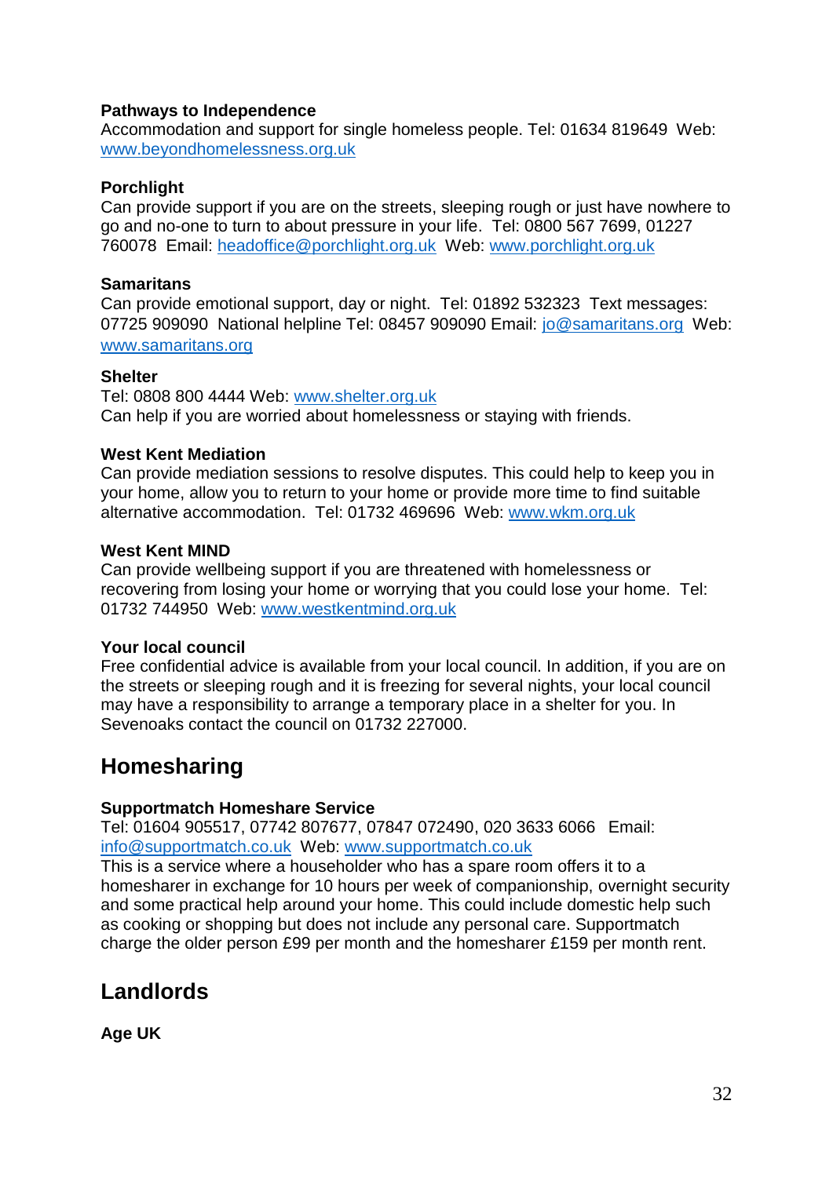**Pathways to Independence**
Accommodation and support for single homeless people. Tel: 01634 819649 Web: www.beyondhomelessness.org.uk

**Porchlight**
Can provide support if you are on the streets, sleeping rough or just have nowhere to go and no-one to turn to about pressure in your life. Tel: 0800 567 7699, 01227 760078 Email: headoffice@porchlight.org.uk Web: www.porchlight.org.uk

**Samaritans**
Can provide emotional support, day or night. Tel: 01892 532323 Text messages: 07725 909090 National helpline Tel: 08457 909090 Email: jo@samaritans.org Web: www.samaritans.org

**Shelter**
Tel: 0808 800 4444 Web: www.shelter.org.uk
Can help if you are worried about homelessness or staying with friends.

**West Kent Mediation**
Can provide mediation sessions to resolve disputes. This could help to keep you in your home, allow you to return to your home or provide more time to find suitable alternative accommodation. Tel: 01732 469696 Web: www.wkm.org.uk

**West Kent MIND**
Can provide wellbeing support if you are threatened with homelessness or recovering from losing your home or worrying that you could lose your home. Tel: 01732 744950 Web: www.westkentmind.org.uk

**Your local council**
Free confidential advice is available from your local council. In addition, if you are on the streets or sleeping rough and it is freezing for several nights, your local council may have a responsibility to arrange a temporary place in a shelter for you. In Sevenoaks contact the council on 01732 227000.

## Homesharing

**Supportmatch Homeshare Service**
Tel: 01604 905517, 07742 807677, 07847 072490, 020 3633 6066 Email: info@supportmatch.co.uk Web: www.supportmatch.co.uk
This is a service where a householder who has a spare room offers it to a homesharer in exchange for 10 hours per week of companionship, overnight security and some practical help around your home. This could include domestic help such as cooking or shopping but does not include any personal care. Supportmatch charge the older person £99 per month and the homesharer £159 per month rent.

## Landlords

**Age UK**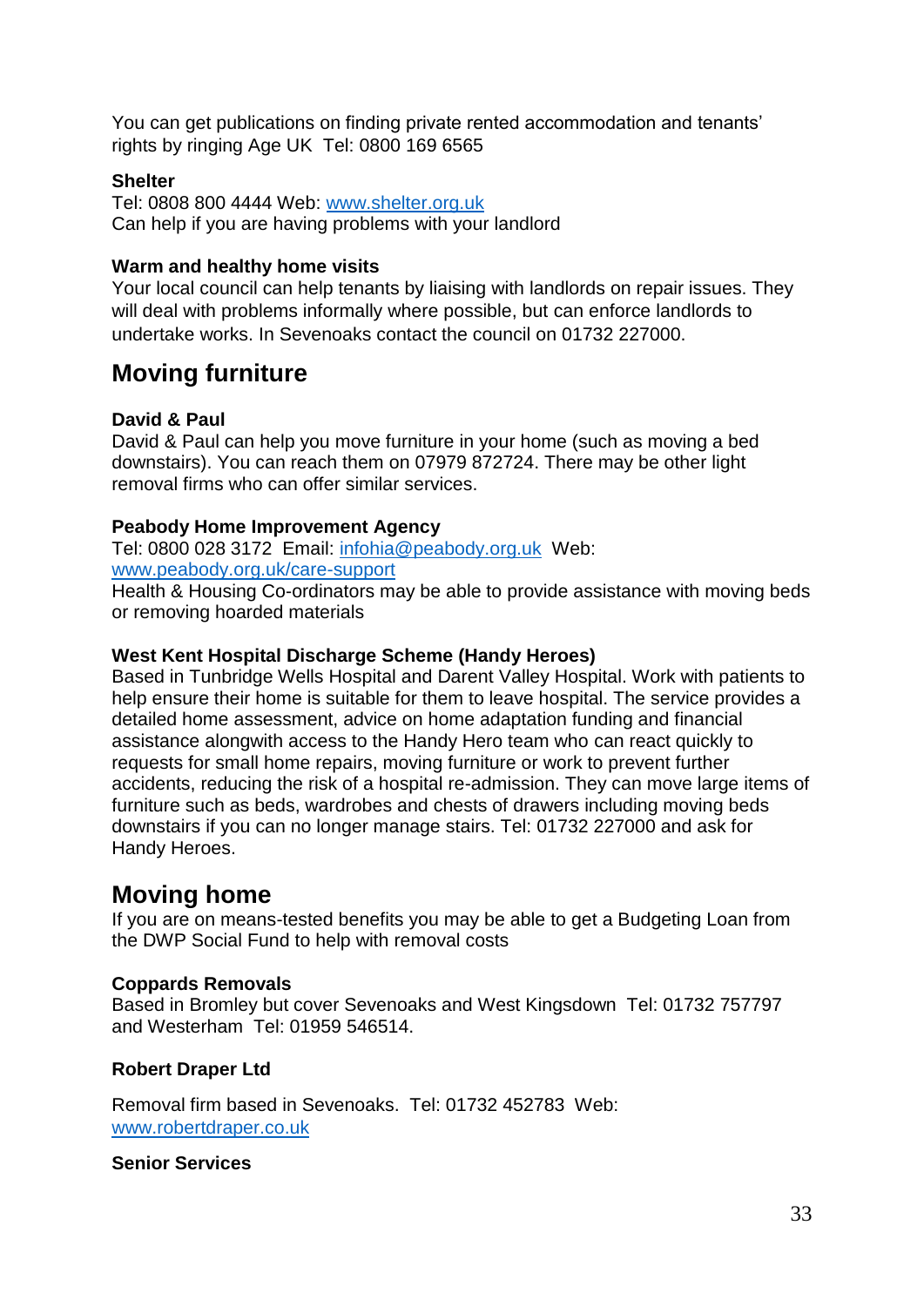You can get publications on finding private rented accommodation and tenants' rights by ringing Age UK  Tel: 0800 169 6565

**Shelter**
Tel: 0808 800 4444 Web: [www.shelter.org.uk](http://www.shelter.org.uk)
Can help if you are having problems with your landlord

**Warm and healthy home visits**
Your local council can help tenants by liaising with landlords on repair issues. They will deal with problems informally where possible, but can enforce landlords to undertake works. In Sevenoaks contact the council on 01732 227000.

## Moving furniture

**David & Paul**
David & Paul can help you move furniture in your home (such as moving a bed downstairs). You can reach them on 07979 872724. There may be other light removal firms who can offer similar services.

**Peabody Home Improvement Agency**
Tel: 0800 028 3172  Email: [infohia@peabody.org.uk](mailto:infohia@peabody.org.uk)  Web: [www.peabody.org.uk/care-support](http://www.peabody.org.uk/care-support)
Health & Housing Co-ordinators may be able to provide assistance with moving beds or removing hoarded materials

**West Kent Hospital Discharge Scheme (Handy Heroes)**
Based in Tunbridge Wells Hospital and Darent Valley Hospital. Work with patients to help ensure their home is suitable for them to leave hospital. The service provides a detailed home assessment, advice on home adaptation funding and financial assistance alongwith access to the Handy Hero team who can react quickly to requests for small home repairs, moving furniture or work to prevent further accidents, reducing the risk of a hospital re-admission. They can move large items of furniture such as beds, wardrobes and chests of drawers including moving beds downstairs if you can no longer manage stairs. Tel: 01732 227000 and ask for Handy Heroes.

## Moving home

If you are on means-tested benefits you may be able to get a Budgeting Loan from the DWP Social Fund to help with removal costs

**Coppards Removals**
Based in Bromley but cover Sevenoaks and West Kingsdown  Tel: 01732 757797 and Westerham  Tel: 01959 546514.

**Robert Draper Ltd**

Removal firm based in Sevenoaks.  Tel: 01732 452783  Web: [www.robertdraper.co.uk](http://www.robertdraper.co.uk)

**Senior Services**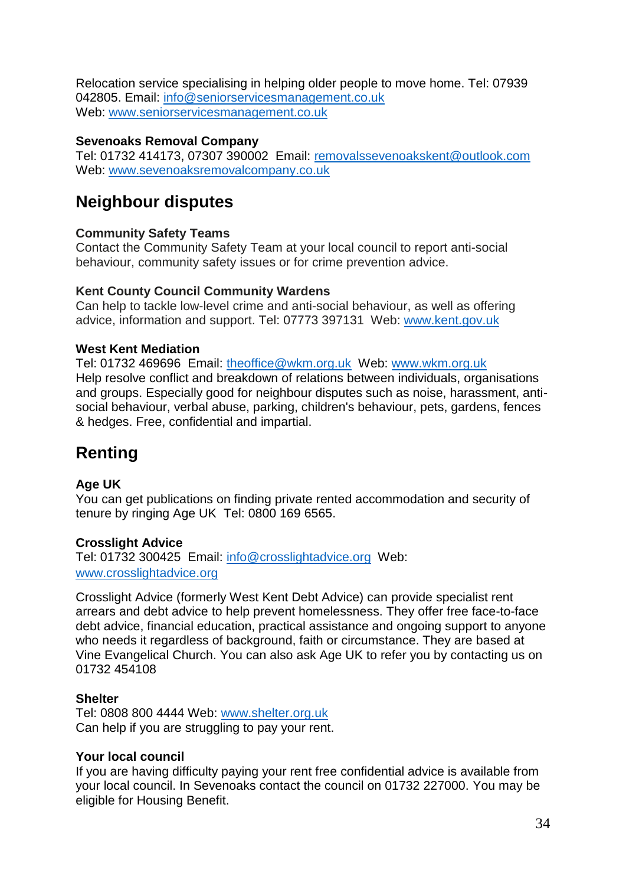Relocation service specialising in helping older people to move home. Tel: 07939 042805. Email: info@seniorservicesmanagement.co.uk
Web: www.seniorservicesmanagement.co.uk

**Sevenoaks Removal Company**
Tel: 01732 414173, 07307 390002 Email: removalssevenoakskent@outlook.com
Web: www.sevenoaksremovalcompany.co.uk

## Neighbour disputes

**Community Safety Teams**
Contact the Community Safety Team at your local council to report anti-social behaviour, community safety issues or for crime prevention advice.

**Kent County Council Community Wardens**
Can help to tackle low-level crime and anti-social behaviour, as well as offering advice, information and support. Tel: 07773 397131 Web: www.kent.gov.uk

**West Kent Mediation**
Tel: 01732 469696 Email: theoffice@wkm.org.uk Web: www.wkm.org.uk
Help resolve conflict and breakdown of relations between individuals, organisations and groups. Especially good for neighbour disputes such as noise, harassment, anti-social behaviour, verbal abuse, parking, children's behaviour, pets, gardens, fences & hedges. Free, confidential and impartial.

## Renting

**Age UK**
You can get publications on finding private rented accommodation and security of tenure by ringing Age UK Tel: 0800 169 6565.

**Crosslight Advice**
Tel: 01732 300425 Email: info@crosslightadvice.org Web:
www.crosslightadvice.org

Crosslight Advice (formerly West Kent Debt Advice) can provide specialist rent arrears and debt advice to help prevent homelessness. They offer free face-to-face debt advice, financial education, practical assistance and ongoing support to anyone who needs it regardless of background, faith or circumstance. They are based at Vine Evangelical Church. You can also ask Age UK to refer you by contacting us on 01732 454108

**Shelter**
Tel: 0808 800 4444 Web: www.shelter.org.uk
Can help if you are struggling to pay your rent.

**Your local council**
If you are having difficulty paying your rent free confidential advice is available from your local council. In Sevenoaks contact the council on 01732 227000. You may be eligible for Housing Benefit.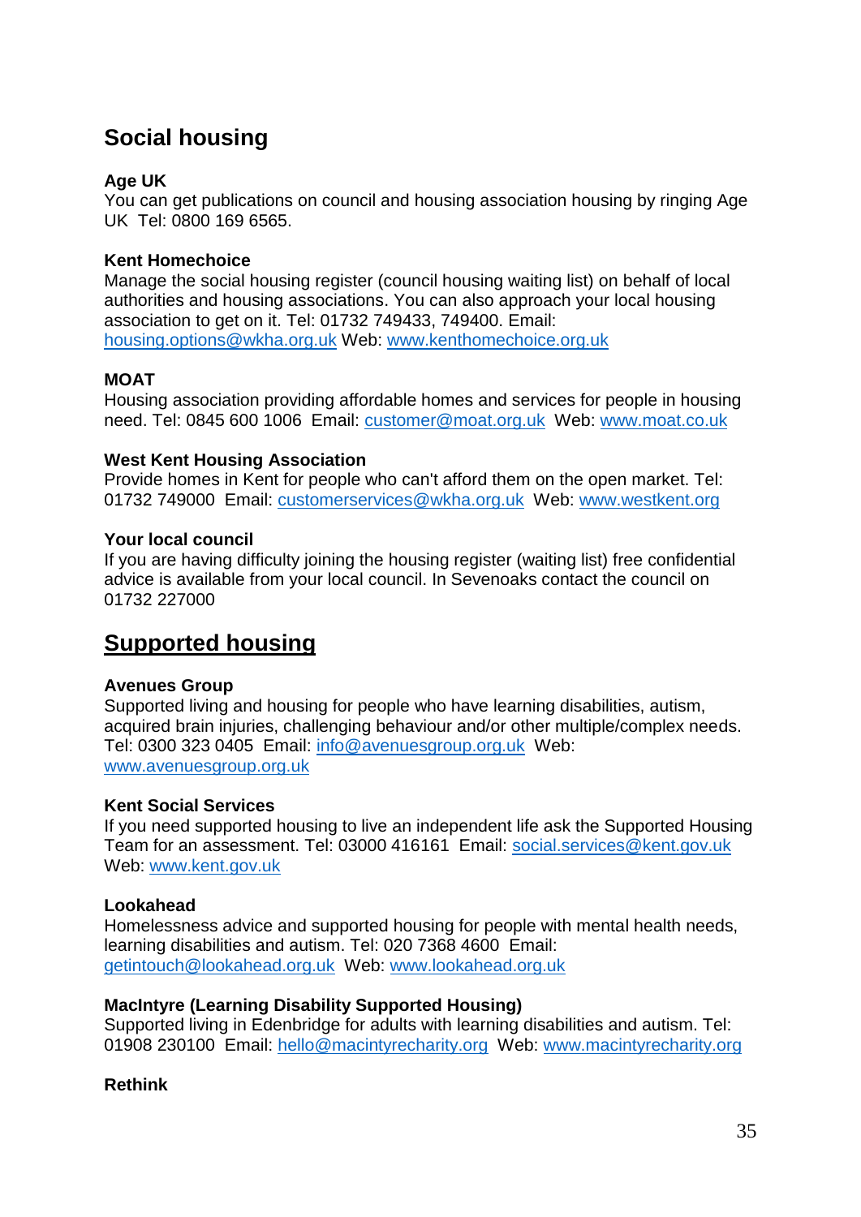## Social housing

**Age UK**
You can get publications on council and housing association housing by ringing Age UK Tel: 0800 169 6565.

**Kent Homechoice**
Manage the social housing register (council housing waiting list) on behalf of local authorities and housing associations. You can also approach your local housing association to get on it. Tel: 01732 749433, 749400. Email: housing.options@wkha.org.uk Web: www.kenthomechoice.org.uk

**MOAT**
Housing association providing affordable homes and services for people in housing need. Tel: 0845 600 1006 Email: customer@moat.org.uk Web: www.moat.co.uk

**West Kent Housing Association**
Provide homes in Kent for people who can't afford them on the open market. Tel: 01732 749000 Email: customerservices@wkha.org.uk Web: www.westkent.org

**Your local council**
If you are having difficulty joining the housing register (waiting list) free confidential advice is available from your local council. In Sevenoaks contact the council on 01732 227000

## Supported housing

**Avenues Group**
Supported living and housing for people who have learning disabilities, autism, acquired brain injuries, challenging behaviour and/or other multiple/complex needs. Tel: 0300 323 0405 Email: info@avenuesgroup.org.uk Web: www.avenuesgroup.org.uk

**Kent Social Services**
If you need supported housing to live an independent life ask the Supported Housing Team for an assessment. Tel: 03000 416161 Email: social.services@kent.gov.uk Web: www.kent.gov.uk

**Lookahead**
Homelessness advice and supported housing for people with mental health needs, learning disabilities and autism. Tel: 020 7368 4600 Email: getintouch@lookahead.org.uk Web: www.lookahead.org.uk

**MacIntyre (Learning Disability Supported Housing)**
Supported living in Edenbridge for adults with learning disabilities and autism. Tel: 01908 230100 Email: hello@macintyrecharity.org Web: www.macintyrecharity.org

**Rethink**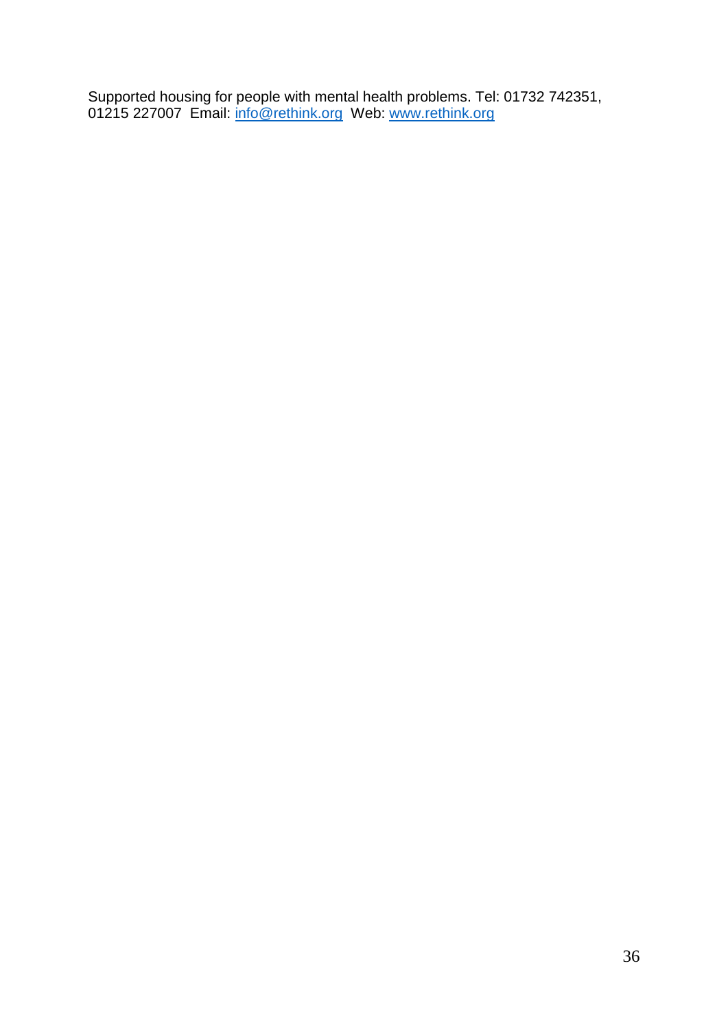Supported housing for people with mental health problems. Tel: 01732 742351, 01215 227007 Email: info@rethink.org Web: www.rethink.org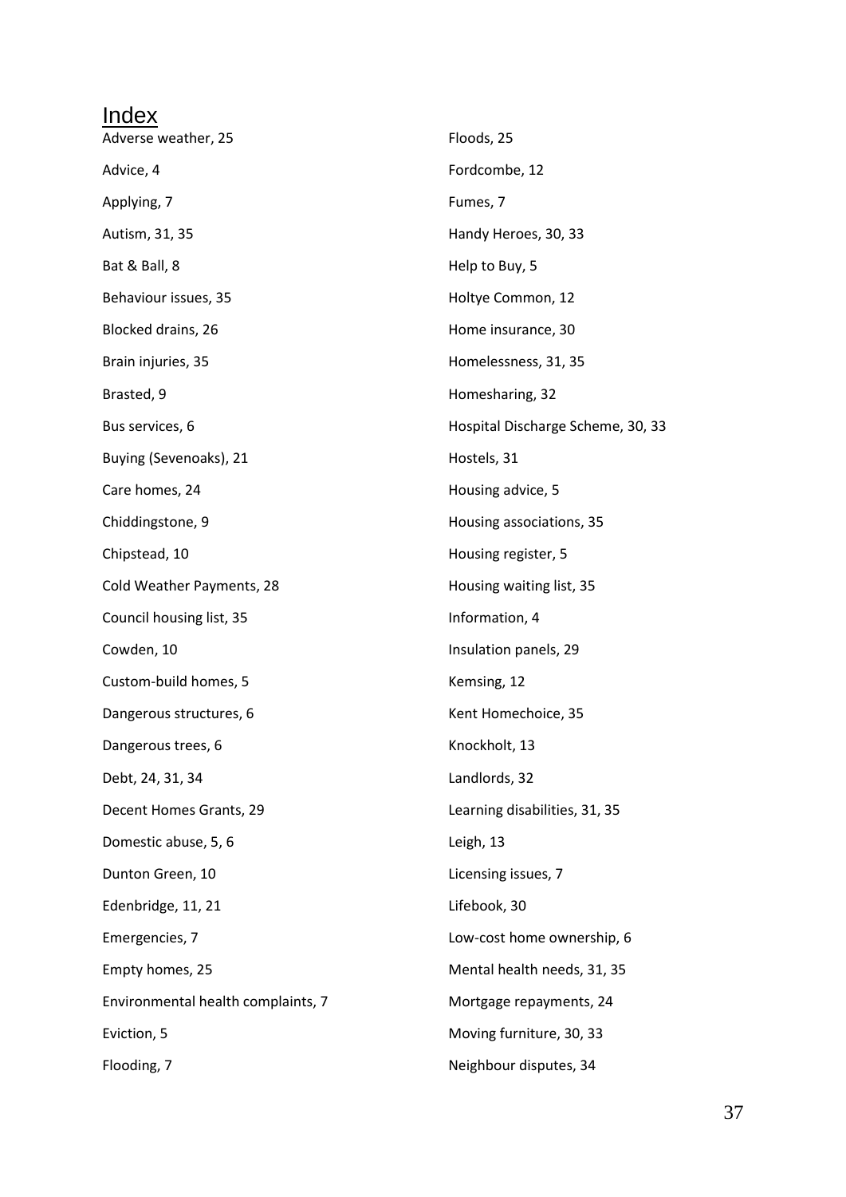# Index

Adverse weather, 25

Advice, 4

Applying, 7

Autism, 31, 35

Bat & Ball, 8

Behaviour issues, 35

Blocked drains, 26

Brain injuries, 35

Brasted, 9

Bus services, 6

Buying (Sevenoaks), 21

Care homes, 24

Chiddingstone, 9

Chipstead, 10

Cold Weather Payments, 28

Council housing list, 35

Cowden, 10

Custom-build homes, 5

Dangerous structures, 6

Dangerous trees, 6

Debt, 24, 31, 34

Decent Homes Grants, 29

Domestic abuse, 5, 6

Dunton Green, 10

Edenbridge, 11, 21

Emergencies, 7

Empty homes, 25

Environmental health complaints, 7

Eviction, 5

Flooding, 7

Floods, 25

Fordcombe, 12

Fumes, 7

Handy Heroes, 30, 33

Help to Buy, 5

Holtye Common, 12

Home insurance, 30

Homelessness, 31, 35

Homesharing, 32

Hospital Discharge Scheme, 30, 33

Hostels, 31

Housing advice, 5

Housing associations, 35

Housing register, 5

Housing waiting list, 35

Information, 4

Insulation panels, 29

Kemsing, 12

Kent Homechoice, 35

Knockholt, 13

Landlords, 32

Learning disabilities, 31, 35

Leigh, 13

Licensing issues, 7

Lifebook, 30

Low-cost home ownership, 6

Mental health needs, 31, 35

Mortgage repayments, 24

Moving furniture, 30, 33

Neighbour disputes, 34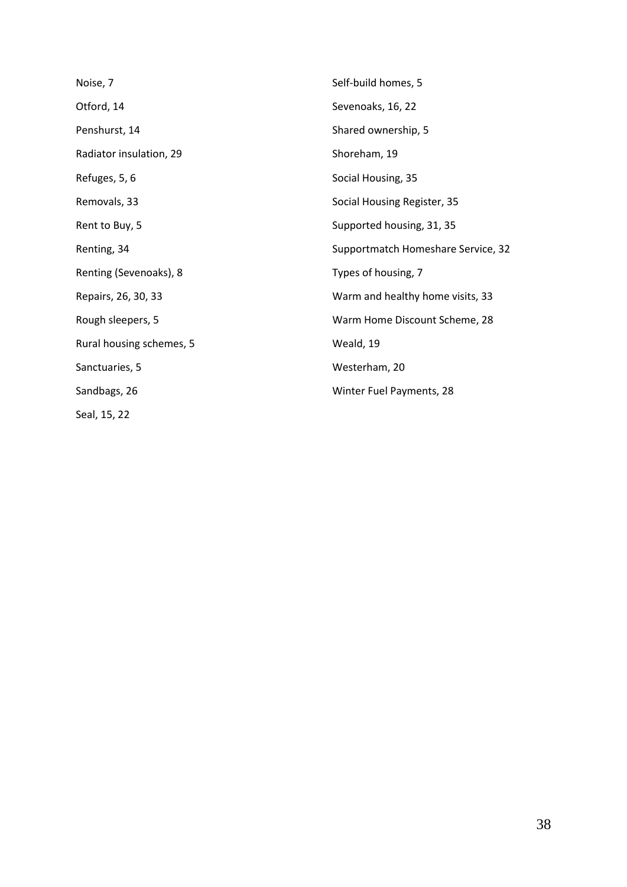Noise, 7

Otford, 14

Penshurst, 14

Radiator insulation, 29

Refuges, 5, 6

Removals, 33

Rent to Buy, 5

Renting, 34

Renting (Sevenoaks), 8

Repairs, 26, 30, 33

Rough sleepers, 5

Rural housing schemes, 5

Sanctuaries, 5

Sandbags, 26

Seal, 15, 22

Self-build homes, 5

Sevenoaks, 16, 22

Shared ownership, 5

Shoreham, 19

Social Housing, 35

Social Housing Register, 35

Supported housing, 31, 35

Supportmatch Homeshare Service, 32

Types of housing, 7

Warm and healthy home visits, 33

Warm Home Discount Scheme, 28

Weald, 19

Westerham, 20

Winter Fuel Payments, 28